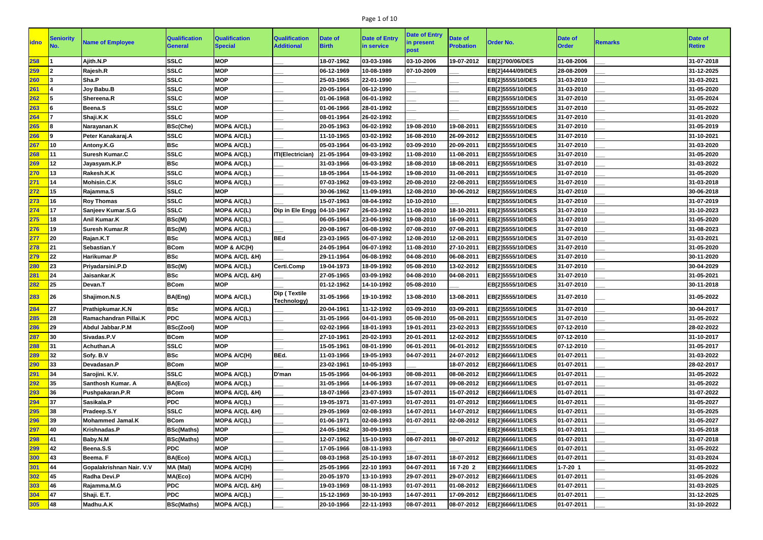| idno | Seniority No. | Name of Employee | Qualification General | Qualification Special | Qualification Additional | Date of Birth | Date of Entry in service | Date of Entry in present post | Date of Probation | Order No. | Date of Order | Remarks | Date of Retire |
|---|---|---|---|---|---|---|---|---|---|---|---|---|---|
| 258 | 1 | Ajith.N.P | SSLC | MOP | ___ | 18-07-1962 | 03-03-1986 | 03-10-2006 | 19-07-2012 | EB[2]700/06/DES | 31-08-2006 | ___ | 31-07-2018 |
| 259 | 2 | Rajesh.R | SSLC | MOP | ___ | 06-12-1969 | 10-08-1989 | 07-10-2009 | ___ | EB[2]4444/09/DES | 28-08-2009 | ___ | 31-12-2025 |
| 260 | 3 | Sha.P | SSLC | MOP | ___ | 25-03-1965 | 22-01-1990 | ___ | ___ | EB[2]5555/10/DES | 31-03-2010 | ___ | 31-03-2021 |
| 261 | 4 | Joy Babu.B | SSLC | MOP | ___ | 20-05-1964 | 06-12-1990 | ___ | ___ | EB[2]5555/10/DES | 31-03-2010 | ___ | 31-05-2020 |
| 262 | 5 | Shereena.R | SSLC | MOP | ___ | 01-06-1968 | 06-01-1992 | ___ | ___ | EB[2]5555/10/DES | 31-07-2010 | ___ | 31-05-2024 |
| 263 | 6 | Beena.S | SSLC | MOP | ___ | 01-06-1966 | 28-01-1992 | ___ | ___ | EB[2]5555/10/DES | 31-07-2010 | ___ | 31-05-2022 |
| 264 | 7 | Shaji.K.K | SSLC | MOP | ___ | 08-01-1964 | 26-02-1992 | ___ | ___ | EB[2]5555/10/DES | 31-07-2010 | ___ | 31-01-2020 |
| 265 | 8 | Narayanan.K | BSc(Che) | MOP& A/C(L) | ___ | 20-05-1963 | 06-02-1992 | 19-08-2010 | 19-08-2011 | EB[2]5555/10/DES | 31-07-2010 | ___ | 31-05-2019 |
| 266 | 9 | Peter Kanakaraj.A | SSLC | MOP& A/C(L) | ___ | 11-10-1965 | 03-02-1992 | 16-08-2010 | 26-09-2012 | EB[2]5555/10/DES | 31-07-2010 | ___ | 31-10-2021 |
| 267 | 10 | Antony.K.G | BSc | MOP& A/C(L) | ___ | 05-03-1964 | 06-03-1992 | 03-09-2010 | 20-09-2011 | EB[2]5555/10/DES | 31-07-2010 | ___ | 31-03-2020 |
| 268 | 11 | Suresh Kumar.C | SSLC | MOP& A/C(L) | ITI(Electrician) | 21-05-1964 | 09-03-1992 | 11-08-2010 | 11-08-2011 | EB[2]5555/10/DES | 31-07-2010 | ___ | 31-05-2020 |
| 269 | 12 | Jayasyam.K.P | BSc | MOP& A/C(L) | ___ | 31-03-1966 | 06-03-1992 | 18-08-2010 | 18-08-2011 | EB[2]5555/10/DES | 31-07-2010 | ___ | 31-03-2022 |
| 270 | 13 | Rakesh.K.K | SSLC | MOP& A/C(L) | ___ | 18-05-1964 | 15-04-1992 | 19-08-2010 | 31-08-2011 | EB[2]5555/10/DES | 31-07-2010 | ___ | 31-05-2020 |
| 271 | 14 | Mohisin.C.K | SSLC | MOP& A/C(L) | ___ | 07-03-1962 | 09-03-1992 | 20-08-2010 | 22-08-2011 | EB[2]5555/10/DES | 31-07-2010 | ___ | 31-03-2018 |
| 272 | 15 | Rajamma.S | SSLC | MOP | ___ | 30-06-1962 | 11-09-1991 | 12-08-2010 | 30-06-2012 | EB[2]5555/10/DES | 31-07-2010 | ___ | 30-06-2018 |
| 273 | 16 | Roy Thomas | SSLC | MOP& A/C(L) | ___ | 15-07-1963 | 08-04-1992 | 10-10-2010 | ___ | EB[2]5555/10/DES | 31-07-2010 | ___ | 31-07-2019 |
| 274 | 17 | Sanjeev Kumar.S.G | SSLC | MOP& A/C(L) | Dip in Ele Engg | 04-10-1967 | 26-03-1992 | 11-08-2010 | 18-10-2011 | EB[2]5555/10/DES | 31-07-2010 | ___ | 31-10-2023 |
| 275 | 18 | Anil Kumar.K | BSc(M) | MOP& A/C(L) | ___ | 06-05-1964 | 23-06-1992 | 19-08-2010 | 16-09-2011 | EB[2]5555/10/DES | 31-07-2010 | ___ | 31-05-2020 |
| 276 | 19 | Suresh Kumar.R | BSc(M) | MOP& A/C(L) | ___ | 20-08-1967 | 06-08-1992 | 07-08-2010 | 07-08-2011 | EB[2]5555/10/DES | 31-07-2010 | ___ | 31-08-2023 |
| 277 | 20 | Rajan.K.T | BSc | MOP& A/C(L) | BEd | 23-03-1965 | 06-07-1992 | 12-08-2010 | 12-08-2011 | EB[2]5555/10/DES | 31-07-2010 | ___ | 31-03-2021 |
| 278 | 21 | Sebastian.Y | BCom | MOP & A/C(H) | ___ | 24-05-1964 | 06-07-1992 | 11-08-2010 | 27-10-2011 | EB[2]5555/10/DES | 31-07-2010 | ___ | 31-05-2020 |
| 279 | 22 | Harikumar.P | BSc | MOP& A/C(L &H) | ___ | 29-11-1964 | 06-08-1992 | 04-08-2010 | 06-08-2011 | EB[2]5555/10/DES | 31-07-2010 | ___ | 30-11-2020 |
| 280 | 23 | Priyadarsini.P.D | BSc(M) | MOP& A/C(L) | Certi.Comp | 19-04-1973 | 18-09-1992 | 05-08-2010 | 13-02-2012 | EB[2]5555/10/DES | 31-07-2010 | ___ | 30-04-2029 |
| 281 | 24 | Jaisankar.K | BSc | MOP& A/C(L &H) | ___ | 27-05-1965 | 03-09-1992 | 04-08-2010 | 04-08-2011 | EB[2]5555/10/DES | 31-07-2010 | ___ | 31-05-2021 |
| 282 | 25 | Devan.T | BCom | MOP | ___ | 01-12-1962 | 14-10-1992 | 05-08-2010 | | EB[2]5555/10/DES | 31-07-2010 | ___ | 30-11-2018 |
| 283 | 26 | Shajimon.N.S | BA(Eng) | MOP& A/C(L) | Dip ( Textile Technology) | 31-05-1966 | 19-10-1992 | 13-08-2010 | 13-08-2011 | EB[2]5555/10/DES | 31-07-2010 | ___ | 31-05-2022 |
| 284 | 27 | Prathipkumar.K.N | BSc | MOP& A/C(L) | ___ | 20-04-1961 | 11-12-1992 | 03-09-2010 | 03-09-2011 | EB[2]5555/10/DES | 31-07-2010 | ___ | 30-04-2017 |
| 285 | 28 | Ramachandran Pillai.K | PDC | MOP& A/C(L) | ___ | 31-05-1966 | 04-01-1993 | 05-08-2010 | 05-08-2011 | EB[2]5555/10/DES | 31-07-2010 | ___ | 31-05-2022 |
| 286 | 29 | Abdul Jabbar.P.M | BSc(Zool) | MOP | ___ | 02-02-1966 | 18-01-1993 | 19-01-2011 | 23-02-2013 | EB[2]5555/10/DES | 07-12-2010 | ___ | 28-02-2022 |
| 287 | 30 | Sivadas.P.V | BCom | MOP | ___ | 27-10-1961 | 20-02-1993 | 20-01-2011 | 12-02-2012 | EB[2]5555/10/DES | 07-12-2010 | ___ | 31-10-2017 |
| 288 | 31 | Achuthan.A | SSLC | MOP | ___ | 15-05-1961 | 08-01-1990 | 06-01-2011 | 06-01-2012 | EB[2]5555/10/DES | 07-12-2010 | ___ | 31-05-2017 |
| 289 | 32 | Sofy. B.V | BSc | MOP& A/C(H) | BEd. | 11-03-1966 | 19-05-1993 | 04-07-2011 | 24-07-2012 | EB[2]6666/11/DES | 01-07-2011 | ___ | 31-03-2022 |
| 290 | 33 | Devadasan.P | BCom | MOP | ___ | 23-02-1961 | 10-05-1993 | ___ | 18-07-2012 | EB[2]6666/11/DES | 01-07-2011 | ___ | 28-02-2017 |
| 291 | 34 | Sarojini. K.V. | SSLC | MOP& A/C(L) | D'man | 15-05-1966 | 04-06-1993 | 08-08-2011 | 08-08-2012 | EB[2]6666/11/DES | 01-07-2011 | ___ | 31-05-2022 |
| 292 | 35 | Santhosh Kumar. A | BA(Eco) | MOP& A/C(L) | ___ | 31-05-1966 | 14-06-1993 | 16-07-2011 | 09-08-2012 | EB[2]6666/11/DES | 01-07-2011 | ___ | 31-05-2022 |
| 293 | 36 | Pushpakaran.P.R | BCom | MOP& A/C(L &H) | ___ | 18-07-1966 | 23-07-1993 | 15-07-2011 | 15-07-2012 | EB[2]6666/11/DES | 01-07-2011 | ___ | 31-07-2022 |
| 294 | 37 | Sasikala.P | PDC | MOP& A/C(L) | ___ | 19-05-1971 | 31-07-1993 | 01-07-2011 | 01-07-2012 | EB[2]6666/11/DES | 01-07-2011 | ___ | 31-05-2027 |
| 295 | 38 | Pradeep.S.Y | SSLC | MOP& A/C(L &H) | ___ | 29-05-1969 | 02-08-1993 | 14-07-2011 | 14-07-2012 | EB[2]6666/11/DES | 01-07-2011 | ___ | 31-05-2025 |
| 296 | 39 | Mohammed Jamal.K | BCom | MOP& A/C(L) | ___ | 01-06-1971 | 02-08-1993 | 01-07-2011 | 02-08-2012 | EB[2]6666/11/DES | 01-07-2011 | ___ | 31-05-2027 |
| 297 | 40 | Krishnadas.P | BSc(Maths) | MOP | ___ | 24-05-1962 | 30-09-1993 | ___ | ___ | EB[2]6666/11/DES | 01-07-2011 | ___ | 31-05-2018 |
| 298 | 41 | Baby.N.M | BSc(Maths) | MOP | ___ | 12-07-1962 | 15-10-1993 | 08-07-2011 | 08-07-2012 | EB[2]6666/11/DES | 01-07-2011 | ___ | 31-07-2018 |
| 299 | 42 | Beena.S.S | PDC | MOP | ___ | 17-05-1966 | 08-11-1993 | ___ | ___ | EB[2]6666/11/DES | 01-07-2011 | ___ | 31-05-2022 |
| 300 | 43 | Beema. F | BA(Eco) | MOP& A/C(L) | ___ | 08-03-1968 | 25-10-1993 | 18-07-2011 | 18-07-2012 | EB[2]6666/11/DES | 01-07-2011 | ___ | 31-03-2024 |
| 301 | 44 | Gopalakrishnan Nair. V.V | MA (Mal) | MOP& A/C(H) | ___ | 25-05-1966 | 22-10 1993 | 04-07-2011 | 16 7-20 2 | EB[2]6666/11/DES | 1-7-20 1 | ___ | 31-05-2022 |
| 302 | 45 | Radha Devi.P | MA(Eco) | MOP& A/C(H) | ___ | 20-05-1970 | 13-10-1993 | 29-07-2011 | 29-07-2012 | EB[2]6666/11/DES | 01-07-2011 | ___ | 31-05-2026 |
| 303 | 46 | Rajamma.M.G | PDC | MOP& A/C(L &H) | ___ | 19-03-1969 | 08-11-1993 | 01-07-2011 | 01-08-2012 | EB[2]6666/11/DES | 01-07-2011 | ___ | 31-03-2025 |
| 304 | 47 | Shaji. E.T. | PDC | MOP& A/C(L) | ___ | 15-12-1969 | 30-10-1993 | 14-07-2011 | 17-09-2012 | EB[2]6666/11/DES | 01-07-2011 | ___ | 31-12-2025 |
| 305 | 48 | Madhu.A.K | BSc(Maths) | MOP& A/C(L) | ___ | 20-10-1966 | 22-11-1993 | 08-07-2011 | 08-07-2012 | EB[2]6666/11/DES | 01-07-2011 | ___ | 31-10-2022 |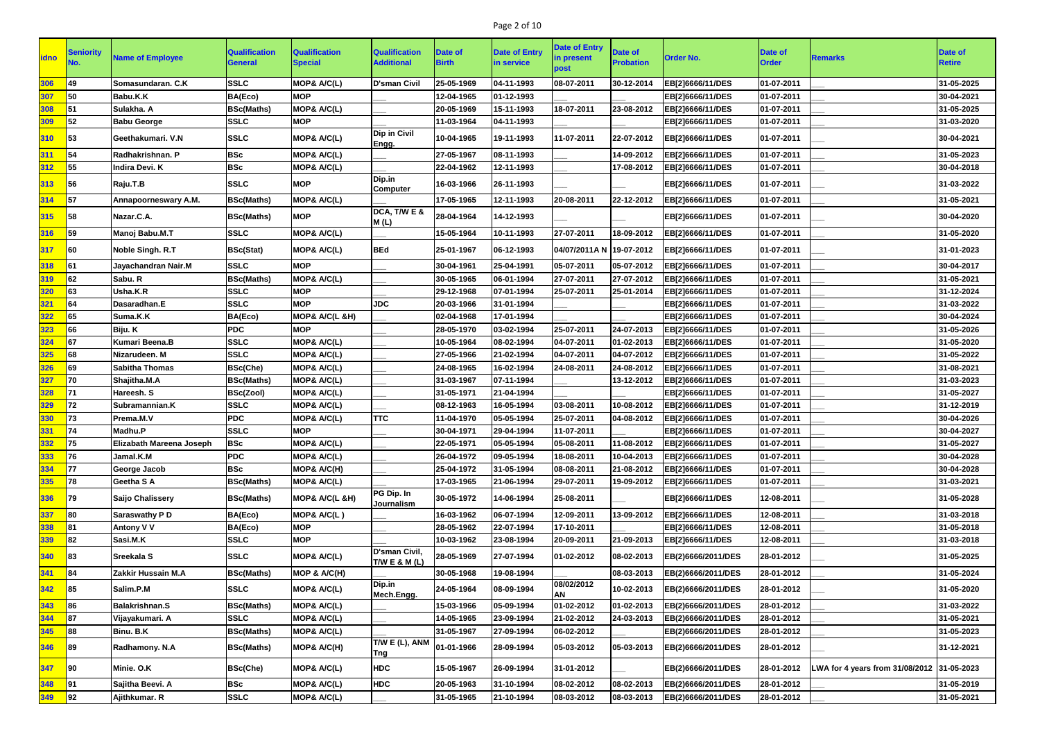| idno | Seniority No. | Name of Employee | Qualification General | Qualification Special | Qualification Additional | Date of Birth | Date of Entry in service | Date of Entry in present post | Date of Probation | Order No. | Date of Order | Remarks | Date of Retire |
|---|---|---|---|---|---|---|---|---|---|---|---|---|---|
| 306 | 49 | Somasundaran. C.K | SSLC | MOP& A/C(L) | D'sman Civil | 25-05-1969 | 04-11-1993 | 08-07-2011 | 30-12-2014 | EB[2]6666/11/DES | 01-07-2011 | ___ | 31-05-2025 |
| 307 | 50 | Babu.K.K | BA(Eco) | MOP | | 12-04-1965 | 01-12-1993 | ___ | ___ | EB[2]6666/11/DES | 01-07-2011 | ___ | 30-04-2021 |
| 308 | 51 | Sulakha. A | BSc(Maths) | MOP& A/C(L) | ___ | 20-05-1969 | 15-11-1993 | 18-07-2011 | 23-08-2012 | EB[2]6666/11/DES | 01-07-2011 | ___ | 31-05-2025 |
| 309 | 52 | Babu George | SSLC | MOP | ___ | 11-03-1964 | 04-11-1993 | ___ | ___ | EB[2]6666/11/DES | 01-07-2011 | ___ | 31-03-2020 |
| 310 | 53 | Geethakumari. V.N | SSLC | MOP& A/C(L) | Dip in Civil Engg. | 10-04-1965 | 19-11-1993 | 11-07-2011 | 22-07-2012 | EB[2]6666/11/DES | 01-07-2011 | ___ | 30-04-2021 |
| 311 | 54 | Radhakrishnan. P | BSc | MOP& A/C(L) | ___ | 27-05-1967 | 08-11-1993 | ___ | 14-09-2012 | EB[2]6666/11/DES | 01-07-2011 | ___ | 31-05-2023 |
| 312 | 55 | Indira Devi. K | BSc | MOP& A/C(L) | ___ | 22-04-1962 | 12-11-1993 | ___ | 17-08-2012 | EB[2]6666/11/DES | 01-07-2011 | ___ | 30-04-2018 |
| 313 | 56 | Raju.T.B | SSLC | MOP | Dip.in Computer | 16-03-1966 | 26-11-1993 | ___ | ___ | EB[2]6666/11/DES | 01-07-2011 | ___ | 31-03-2022 |
| 314 | 57 | Annapoorneswary A.M. | BSc(Maths) | MOP& A/C(L) | ___ | 17-05-1965 | 12-11-1993 | 20-08-2011 | 22-12-2012 | EB[2]6666/11/DES | 01-07-2011 | ___ | 31-05-2021 |
| 315 | 58 | Nazar.C.A. | BSc(Maths) | MOP | DCA, T/W E & M (L) | 28-04-1964 | 14-12-1993 | ___ | ___ | EB[2]6666/11/DES | 01-07-2011 | ___ | 30-04-2020 |
| 316 | 59 | Manoj Babu.M.T | SSLC | MOP& A/C(L) | ___ | 15-05-1964 | 10-11-1993 | 27-07-2011 | 18-09-2012 | EB[2]6666/11/DES | 01-07-2011 | ___ | 31-05-2020 |
| 317 | 60 | Noble Singh. R.T | BSc(Stat) | MOP& A/C(L) | BEd | 25-01-1967 | 06-12-1993 | 04/07/2011A N | 19-07-2012 | EB[2]6666/11/DES | 01-07-2011 | ___ | 31-01-2023 |
| 318 | 61 | Jayachandran Nair.M | SSLC | MOP | ___ | 30-04-1961 | 25-04-1991 | 05-07-2011 | 05-07-2012 | EB[2]6666/11/DES | 01-07-2011 | ___ | 30-04-2017 |
| 319 | 62 | Sabu. R | BSc(Maths) | MOP& A/C(L) | ___ | 30-05-1965 | 06-01-1994 | 27-07-2011 | 27-07-2012 | EB[2]6666/11/DES | 01-07-2011 | ___ | 31-05-2021 |
| 320 | 63 | Usha.K.R | SSLC | MOP | ___ | 29-12-1968 | 07-01-1994 | 25-07-2011 | 25-01-2014 | EB[2]6666/11/DES | 01-07-2011 | ___ | 31-12-2024 |
| 321 | 64 | Dasaradhan.E | SSLC | MOP | JDC | 20-03-1966 | 31-01-1994 | ___ | ___ | EB[2]6666/11/DES | 01-07-2011 | ___ | 31-03-2022 |
| 322 | 65 | Suma.K.K | BA(Eco) | MOP& A/C(L &H) | ___ | 02-04-1968 | 17-01-1994 | ___ | ___ | EB[2]6666/11/DES | 01-07-2011 | ___ | 30-04-2024 |
| 323 | 66 | Biju. K | PDC | MOP | ___ | 28-05-1970 | 03-02-1994 | 25-07-2011 | 24-07-2013 | EB[2]6666/11/DES | 01-07-2011 | ___ | 31-05-2026 |
| 324 | 67 | Kumari Beena.B | SSLC | MOP& A/C(L) | ___ | 10-05-1964 | 08-02-1994 | 04-07-2011 | 01-02-2013 | EB[2]6666/11/DES | 01-07-2011 | ___ | 31-05-2020 |
| 325 | 68 | Nizarudeen. M | SSLC | MOP& A/C(L) | ___ | 27-05-1966 | 21-02-1994 | 04-07-2011 | 04-07-2012 | EB[2]6666/11/DES | 01-07-2011 | ___ | 31-05-2022 |
| 326 | 69 | Sabitha Thomas | BSc(Che) | MOP& A/C(L) | ___ | 24-08-1965 | 16-02-1994 | 24-08-2011 | 24-08-2012 | EB[2]6666/11/DES | 01-07-2011 | ___ | 31-08-2021 |
| 327 | 70 | Shajitha.M.A | BSc(Maths) | MOP& A/C(L) | ___ | 31-03-1967 | 07-11-1994 | ___ | 13-12-2012 | EB[2]6666/11/DES | 01-07-2011 | ___ | 31-03-2023 |
| 328 | 71 | Hareesh. S | BSc(Zool) | MOP& A/C(L) | ___ | 31-05-1971 | 21-04-1994 | ___ | ___ | EB[2]6666/11/DES | 01-07-2011 | ___ | 31-05-2027 |
| 329 | 72 | Subramannian.K | SSLC | MOP& A/C(L) | ___ | 08-12-1963 | 16-05-1994 | 03-08-2011 | 10-08-2012 | EB[2]6666/11/DES | 01-07-2011 | ___ | 31-12-2019 |
| 330 | 73 | Prema.M.V | PDC | MOP& A/C(L) | TTC | 11-04-1970 | 05-05-1994 | 25-07-2011 | 04-08-2012 | EB[2]6666/11/DES | 01-07-2011 | ___ | 30-04-2026 |
| 331 | 74 | Madhu.P | SSLC | MOP | ___ | 30-04-1971 | 29-04-1994 | 11-07-2011 | ___ | EB[2]6666/11/DES | 01-07-2011 | ___ | 30-04-2027 |
| 332 | 75 | Elizabath Mareena Joseph | BSc | MOP& A/C(L) | ___ | 22-05-1971 | 05-05-1994 | 05-08-2011 | 11-08-2012 | EB[2]6666/11/DES | 01-07-2011 | ___ | 31-05-2027 |
| 333 | 76 | Jamal.K.M | PDC | MOP& A/C(L) | ___ | 26-04-1972 | 09-05-1994 | 18-08-2011 | 10-04-2013 | EB[2]6666/11/DES | 01-07-2011 | ___ | 30-04-2028 |
| 334 | 77 | George Jacob | BSc | MOP& A/C(H) | ___ | 25-04-1972 | 31-05-1994 | 08-08-2011 | 21-08-2012 | EB[2]6666/11/DES | 01-07-2011 | ___ | 30-04-2028 |
| 335 | 78 | Geetha S A | BSc(Maths) | MOP& A/C(L) | ___ | 17-03-1965 | 21-06-1994 | 29-07-2011 | 19-09-2012 | EB[2]6666/11/DES | 01-07-2011 | ___ | 31-03-2021 |
| 336 | 79 | Saijo Chalissery | BSc(Maths) | MOP& A/C(L &H) | PG Dip. In Journalism | 30-05-1972 | 14-06-1994 | 25-08-2011 | ___ | EB[2]6666/11/DES | 12-08-2011 | ___ | 31-05-2028 |
| 337 | 80 | Saraswathy P D | BA(Eco) | MOP& A/C(L ) | ___ | 16-03-1962 | 06-07-1994 | 12-09-2011 | 13-09-2012 | EB[2]6666/11/DES | 12-08-2011 | ___ | 31-03-2018 |
| 338 | 81 | Antony V V | BA(Eco) | MOP | ___ | 28-05-1962 | 22-07-1994 | 17-10-2011 | ___ | EB[2]6666/11/DES | 12-08-2011 | ___ | 31-05-2018 |
| 339 | 82 | Sasi.M.K | SSLC | MOP | ___ | 10-03-1962 | 23-08-1994 | 20-09-2011 | 21-09-2013 | EB[2]6666/11/DES | 12-08-2011 | ___ | 31-03-2018 |
| 340 | 83 | Sreekala S | SSLC | MOP& A/C(L) | D'sman Civil, T/W E & M (L) | 28-05-1969 | 27-07-1994 | 01-02-2012 | 08-02-2013 | EB(2)6666/2011/DES | 28-01-2012 | ___ | 31-05-2025 |
| 341 | 84 | Zakkir Hussain M.A | BSc(Maths) | MOP & A/C(H) | ___ | 30-05-1968 | 19-08-1994 | ___ | 08-03-2013 | EB(2)6666/2011/DES | 28-01-2012 | ___ | 31-05-2024 |
| 342 | 85 | Salim.P.M | SSLC | MOP& A/C(L) | Dip.in Mech.Engg. | 24-05-1964 | 08-09-1994 | 08/02/2012 AN | 10-02-2013 | EB(2)6666/2011/DES | 28-01-2012 | ___ | 31-05-2020 |
| 343 | 86 | Balakrishnan.S | BSc(Maths) | MOP& A/C(L) | ___ | 15-03-1966 | 05-09-1994 | 01-02-2012 | 01-02-2013 | EB(2)6666/2011/DES | 28-01-2012 | ___ | 31-03-2022 |
| 344 | 87 | Vijayakumari. A | SSLC | MOP& A/C(L) | ___ | 14-05-1965 | 23-09-1994 | 21-02-2012 | 24-03-2013 | EB(2)6666/2011/DES | 28-01-2012 | ___ | 31-05-2021 |
| 345 | 88 | Binu. B.K | BSc(Maths) | MOP& A/C(L) | ___ | 31-05-1967 | 27-09-1994 | 06-02-2012 | ___ | EB(2)6666/2011/DES | 28-01-2012 | ___ | 31-05-2023 |
| 346 | 89 | Radhamony. N.A | BSc(Maths) | MOP& A/C(H) | T/W E (L), ANM Tng | 01-01-1966 | 28-09-1994 | 05-03-2012 | 05-03-2013 | EB(2)6666/2011/DES | 28-01-2012 | ___ | 31-12-2021 |
| 347 | 90 | Minie. O.K | BSc(Che) | MOP& A/C(L) | HDC | 15-05-1967 | 26-09-1994 | 31-01-2012 | ___ | EB(2)6666/2011/DES | 28-01-2012 | LWA for 4 years from 31/08/2012 | 31-05-2023 |
| 348 | 91 | Sajitha Beevi. A | BSc | MOP& A/C(L) | HDC | 20-05-1963 | 31-10-1994 | 08-02-2012 | 08-02-2013 | EB(2)6666/2011/DES | 28-01-2012 | ___ | 31-05-2019 |
| 349 | 92 | Ajithkumar. R | SSLC | MOP& A/C(L) | ___ | 31-05-1965 | 21-10-1994 | 08-03-2012 | 08-03-2013 | EB(2)6666/2011/DES | 28-01-2012 | ___ | 31-05-2021 |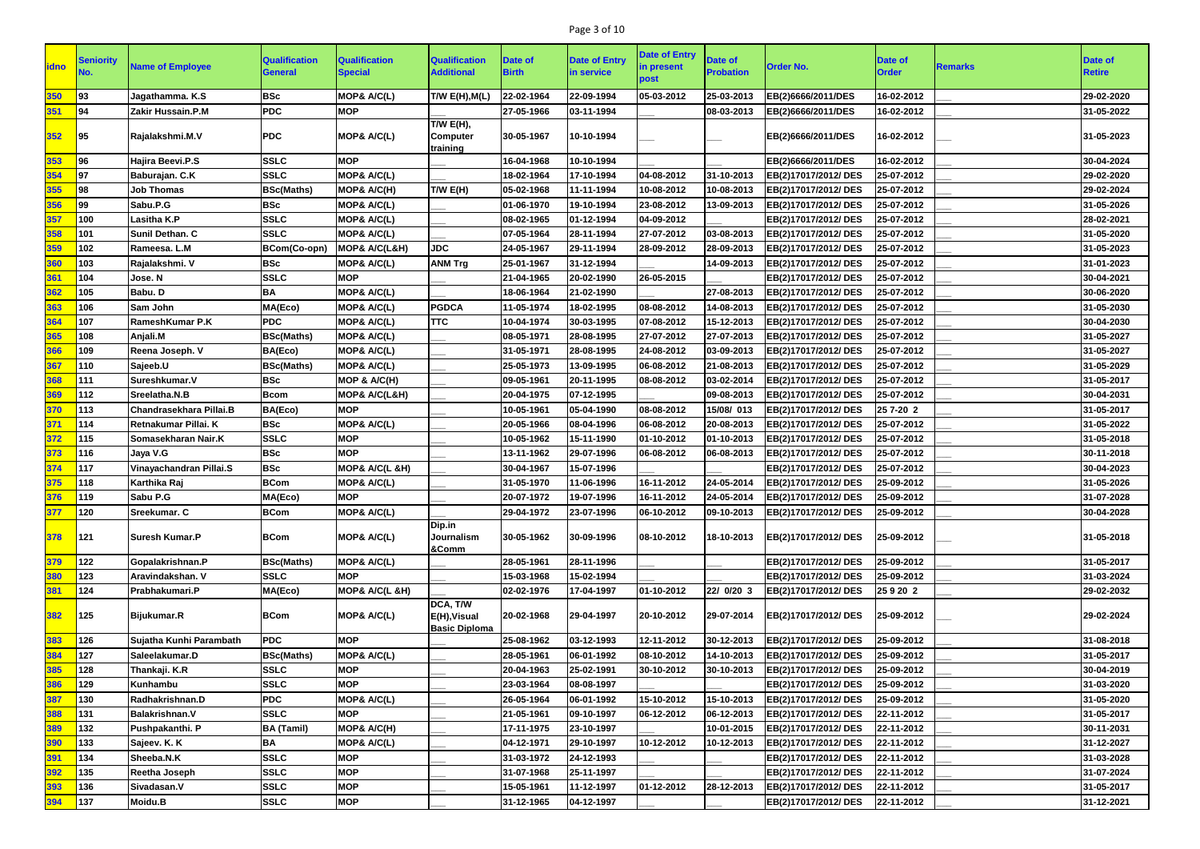| idno | Seniority No. | Name of Employee | Qualification General | Qualification Special | Qualification Additional | Date of Birth | Date of Entry in service | Date of Entry in present post | Date of Probation | Order No. | Date of Order | Remarks | Date of Retire |
|---|---|---|---|---|---|---|---|---|---|---|---|---|---|
| 350 | 93 | Jagathamma. K.S | BSc | MOP& A/C(L) | T/W E(H),M(L) | 22-02-1964 | 22-09-1994 | 05-03-2012 | 25-03-2013 | EB(2)6666/2011/DES | 16-02-2012 | ___ | 29-02-2020 |
| 351 | 94 | Zakir Hussain.P.M | PDC | MOP | ___ | 27-05-1966 | 03-11-1994 | ___ | 08-03-2013 | EB(2)6666/2011/DES | 16-02-2012 | ___ | 31-05-2022 |
| 352 | 95 | Rajalakshmi.M.V | PDC | MOP& A/C(L) | T/W E(H), Computer training | 30-05-1967 | 10-10-1994 | ___ | ___ | EB(2)6666/2011/DES | 16-02-2012 | ___ | 31-05-2023 |
| 353 | 96 | Hajira Beevi.P.S | SSLC | MOP | ___ | 16-04-1968 | 10-10-1994 | ___ | ___ | EB(2)6666/2011/DES | 16-02-2012 | ___ | 30-04-2024 |
| 354 | 97 | Baburajan. C.K | SSLC | MOP& A/C(L) | ___ | 18-02-1964 | 17-10-1994 | 04-08-2012 | 31-10-2013 | EB(2)17017/2012/ DES | 25-07-2012 | ___ | 29-02-2020 |
| 355 | 98 | Job Thomas | BSc(Maths) | MOP& A/C(H) | T/W E(H) | 05-02-1968 | 11-11-1994 | 10-08-2012 | 10-08-2013 | EB(2)17017/2012/ DES | 25-07-2012 | ___ | 29-02-2024 |
| 356 | 99 | Sabu.P.G | BSc | MOP& A/C(L) | ___ | 01-06-1970 | 19-10-1994 | 23-08-2012 | 13-09-2013 | EB(2)17017/2012/ DES | 25-07-2012 | ___ | 31-05-2026 |
| 357 | 100 | Lasitha K.P | SSLC | MOP& A/C(L) | ___ | 08-02-1965 | 01-12-1994 | 04-09-2012 | ___ | EB(2)17017/2012/ DES | 25-07-2012 | ___ | 28-02-2021 |
| 358 | 101 | Sunil Dethan. C | SSLC | MOP& A/C(L) | ___ | 07-05-1964 | 28-11-1994 | 27-07-2012 | 03-08-2013 | EB(2)17017/2012/ DES | 25-07-2012 | ___ | 31-05-2020 |
| 359 | 102 | Rameesa. L.M | BCom(Co-opn) | MOP& A/C(L&H) | JDC | 24-05-1967 | 29-11-1994 | 28-09-2012 | 28-09-2013 | EB(2)17017/2012/ DES | 25-07-2012 | ___ | 31-05-2023 |
| 360 | 103 | Rajalakshmi. V | BSc | MOP& A/C(L) | ANM Trg | 25-01-1967 | 31-12-1994 | ___ | 14-09-2013 | EB(2)17017/2012/ DES | 25-07-2012 | ___ | 31-01-2023 |
| 361 | 104 | Jose. N | SSLC | MOP | ___ | 21-04-1965 | 20-02-1990 | 26-05-2015 | ___ | EB(2)17017/2012/ DES | 25-07-2012 | ___ | 30-04-2021 |
| 362 | 105 | Babu. D | BA | MOP& A/C(L) | ___ | 18-06-1964 | 21-02-1990 | ___ | 27-08-2013 | EB(2)17017/2012/ DES | 25-07-2012 | ___ | 30-06-2020 |
| 363 | 106 | Sam John | MA(Eco) | MOP& A/C(L) | PGDCA | 11-05-1974 | 18-02-1995 | 08-08-2012 | 14-08-2013 | EB(2)17017/2012/ DES | 25-07-2012 | ___ | 31-05-2030 |
| 364 | 107 | RameshKumar P.K | PDC | MOP& A/C(L) | TTC | 10-04-1974 | 30-03-1995 | 07-08-2012 | 15-12-2013 | EB(2)17017/2012/ DES | 25-07-2012 | ___ | 30-04-2030 |
| 365 | 108 | Anjali.M | BSc(Maths) | MOP& A/C(L) | ___ | 08-05-1971 | 28-08-1995 | 27-07-2012 | 27-07-2013 | EB(2)17017/2012/ DES | 25-07-2012 | ___ | 31-05-2027 |
| 366 | 109 | Reena Joseph. V | BA(Eco) | MOP& A/C(L) | ___ | 31-05-1971 | 28-08-1995 | 24-08-2012 | 03-09-2013 | EB(2)17017/2012/ DES | 25-07-2012 | ___ | 31-05-2027 |
| 367 | 110 | Sajeeb.U | BSc(Maths) | MOP& A/C(L) | ___ | 25-05-1973 | 13-09-1995 | 06-08-2012 | 21-08-2013 | EB(2)17017/2012/ DES | 25-07-2012 | ___ | 31-05-2029 |
| 368 | 111 | Sureshkumar.V | BSc | MOP & A/C(H) | ___ | 09-05-1961 | 20-11-1995 | 08-08-2012 | 03-02-2014 | EB(2)17017/2012/ DES | 25-07-2012 | ___ | 31-05-2017 |
| 369 | 112 | Sreelatha.N.B | Bcom | MOP& A/C(L&H) | ___ | 20-04-1975 | 07-12-1995 | ___ | 09-08-2013 | EB(2)17017/2012/ DES | 25-07-2012 | ___ | 30-04-2031 |
| 370 | 113 | Chandrasekhara Pillai.B | BA(Eco) | MOP | ___ | 10-05-1961 | 05-04-1990 | 08-08-2012 | 15/08/ 013 | EB(2)17017/2012/ DES | 25 7-20 2 | ___ | 31-05-2017 |
| 371 | 114 | Retnakumar Pillai. K | BSc | MOP& A/C(L) | ___ | 20-05-1966 | 08-04-1996 | 06-08-2012 | 20-08-2013 | EB(2)17017/2012/ DES | 25-07-2012 | ___ | 31-05-2022 |
| 372 | 115 | Somasekharan Nair.K | SSLC | MOP | ___ | 10-05-1962 | 15-11-1990 | 01-10-2012 | 01-10-2013 | EB(2)17017/2012/ DES | 25-07-2012 | ___ | 31-05-2018 |
| 373 | 116 | Jaya V.G | BSc | MOP | ___ | 13-11-1962 | 29-07-1996 | 06-08-2012 | 06-08-2013 | EB(2)17017/2012/ DES | 25-07-2012 | ___ | 30-11-2018 |
| 374 | 117 | Vinayachandran Pillai.S | BSc | MOP& A/C(L &H) | ___ | 30-04-1967 | 15-07-1996 | ___ | ___ | EB(2)17017/2012/ DES | 25-07-2012 | ___ | 30-04-2023 |
| 375 | 118 | Karthika Raj | BCom | MOP& A/C(L) | ___ | 31-05-1970 | 11-06-1996 | 16-11-2012 | 24-05-2014 | EB(2)17017/2012/ DES | 25-09-2012 | ___ | 31-05-2026 |
| 376 | 119 | Sabu P.G | MA(Eco) | MOP | ___ | 20-07-1972 | 19-07-1996 | 16-11-2012 | 24-05-2014 | EB(2)17017/2012/ DES | 25-09-2012 | ___ | 31-07-2028 |
| 377 | 120 | Sreekumar. C | BCom | MOP& A/C(L) | ___ | 29-04-1972 | 23-07-1996 | 06-10-2012 | 09-10-2013 | EB(2)17017/2012/ DES | 25-09-2012 | ___ | 30-04-2028 |
| 378 | 121 | Suresh Kumar.P | BCom | MOP& A/C(L) | Dip.in Journalism &Comm | 30-05-1962 | 30-09-1996 | 08-10-2012 | 18-10-2013 | EB(2)17017/2012/ DES | 25-09-2012 | ___ | 31-05-2018 |
| 379 | 122 | Gopalakrishnan.P | BSc(Maths) | MOP& A/C(L) | ___ | 28-05-1961 | 28-11-1996 | ___ | ___ | EB(2)17017/2012/ DES | 25-09-2012 | ___ | 31-05-2017 |
| 380 | 123 | Aravindakshan. V | SSLC | MOP | ___ | 15-03-1968 | 15-02-1994 | ___ | ___ | EB(2)17017/2012/ DES | 25-09-2012 | ___ | 31-03-2024 |
| 381 | 124 | Prabhakumari.P | MA(Eco) | MOP& A/C(L &H) | ___ | 02-02-1976 | 17-04-1997 | 01-10-2012 | 22/ 0/20 3 | EB(2)17017/2012/ DES | 25 9 20 2 | ___ | 29-02-2032 |
| 382 | 125 | Bijukumar.R | BCom | MOP& A/C(L) | DCA, T/W E(H),Visual Basic Diploma | 20-02-1968 | 29-04-1997 | 20-10-2012 | 29-07-2014 | EB(2)17017/2012/ DES | 25-09-2012 | ___ | 29-02-2024 |
| 383 | 126 | Sujatha Kunhi Parambath | PDC | MOP | ___ | 25-08-1962 | 03-12-1993 | 12-11-2012 | 30-12-2013 | EB(2)17017/2012/ DES | 25-09-2012 | ___ | 31-08-2018 |
| 384 | 127 | Saleelakumar.D | BSc(Maths) | MOP& A/C(L) | ___ | 28-05-1961 | 06-01-1992 | 08-10-2012 | 14-10-2013 | EB(2)17017/2012/ DES | 25-09-2012 | ___ | 31-05-2017 |
| 385 | 128 | Thankaji. K.R | SSLC | MOP | ___ | 20-04-1963 | 25-02-1991 | 30-10-2012 | 30-10-2013 | EB(2)17017/2012/ DES | 25-09-2012 | ___ | 30-04-2019 |
| 386 | 129 | Kunhambu | SSLC | MOP | ___ | 23-03-1964 | 08-08-1997 | ___ | ___ | EB(2)17017/2012/ DES | 25-09-2012 | ___ | 31-03-2020 |
| 387 | 130 | Radhakrishnan.D | PDC | MOP& A/C(L) | ___ | 26-05-1964 | 06-01-1992 | 15-10-2012 | 15-10-2013 | EB(2)17017/2012/ DES | 25-09-2012 | ___ | 31-05-2020 |
| 388 | 131 | Balakrishnan.V | SSLC | MOP | ___ | 21-05-1961 | 09-10-1997 | 06-12-2012 | 06-12-2013 | EB(2)17017/2012/ DES | 22-11-2012 | ___ | 31-05-2017 |
| 389 | 132 | Pushpakanthi. P | BA (Tamil) | MOP& A/C(H) | ___ | 17-11-1975 | 23-10-1997 | ___ | 10-01-2015 | EB(2)17017/2012/ DES | 22-11-2012 | ___ | 30-11-2031 |
| 390 | 133 | Sajeev. K. K | BA | MOP& A/C(L) | ___ | 04-12-1971 | 29-10-1997 | 10-12-2012 | 10-12-2013 | EB(2)17017/2012/ DES | 22-11-2012 | ___ | 31-12-2027 |
| 391 | 134 | Sheeba.N.K | SSLC | MOP | ___ | 31-03-1972 | 24-12-1993 | ___ | ___ | EB(2)17017/2012/ DES | 22-11-2012 | ___ | 31-03-2028 |
| 392 | 135 | Reetha Joseph | SSLC | MOP | ___ | 31-07-1968 | 25-11-1997 | ___ | ___ | EB(2)17017/2012/ DES | 22-11-2012 | ___ | 31-07-2024 |
| 393 | 136 | Sivadasan.V | SSLC | MOP | ___ | 15-05-1961 | 11-12-1997 | 01-12-2012 | 28-12-2013 | EB(2)17017/2012/ DES | 22-11-2012 | ___ | 31-05-2017 |
| 394 | 137 | Moidu.B | SSLC | MOP | ___ | 31-12-1965 | 04-12-1997 | ___ | ___ | EB(2)17017/2012/ DES | 22-11-2012 | ___ | 31-12-2021 |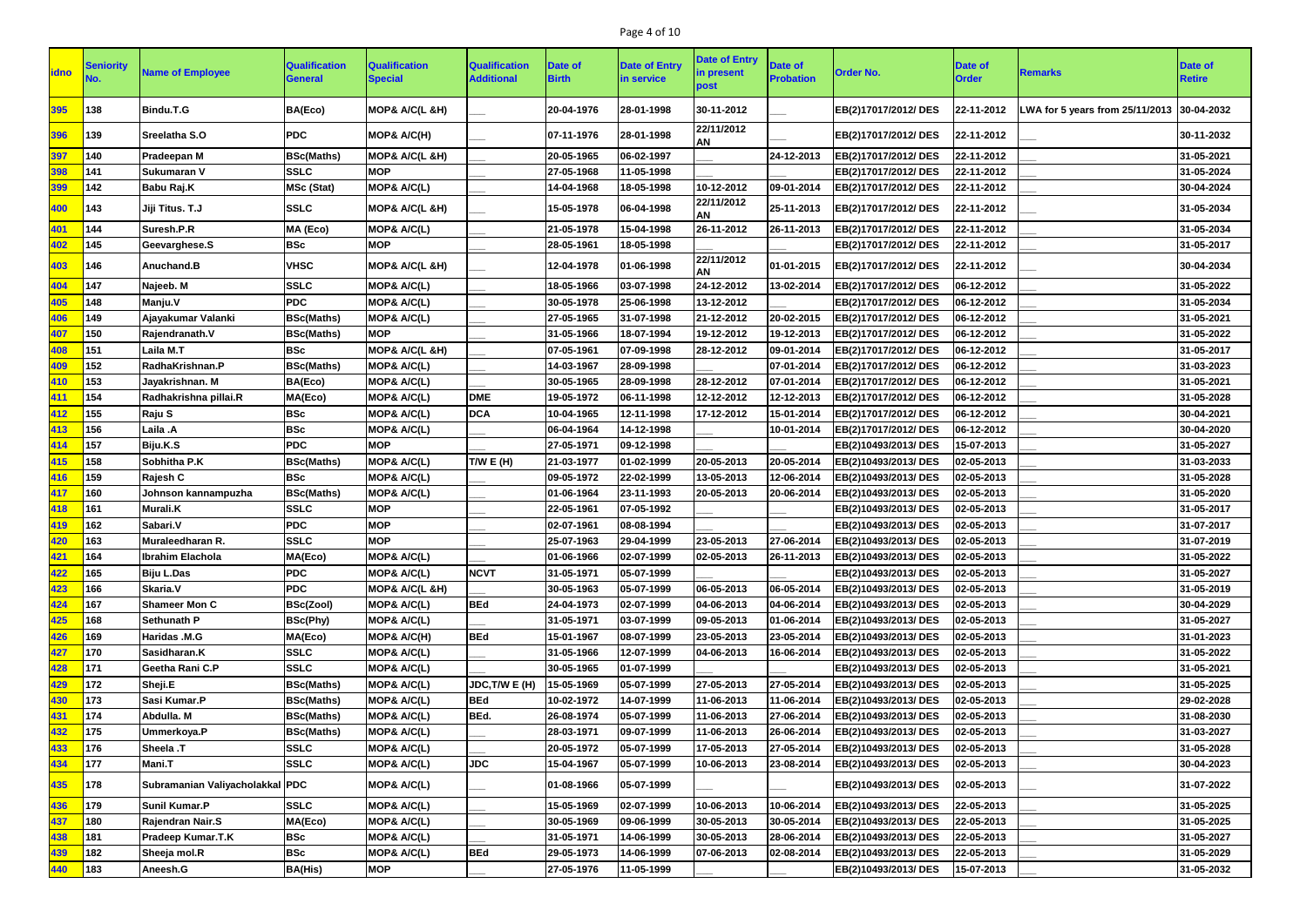| idno | Seniority No. | Name of Employee | Qualification General | Qualification Special | Qualification Additional | Date of Birth | Date of Entry in service | Date of Entry in present post | Date of Probation | Order No. | Date of Order | Remarks | Date of Retire |
|---|---|---|---|---|---|---|---|---|---|---|---|---|---|
| 395 | 138 | Bindu.T.G | BA(Eco) | MOP& A/C(L &H) | ___ | 20-04-1976 | 28-01-1998 | 30-11-2012 | ___ | EB(2)17017/2012/ DES | 22-11-2012 | LWA for 5 years from 25/11/2013 | 30-04-2032 |
| 396 | 139 | Sreelatha S.O | PDC | MOP& A/C(H) | ___ | 07-11-1976 | 28-01-1998 | 22/11/2012 AN | ___ | EB(2)17017/2012/ DES | 22-11-2012 | ___ | 30-11-2032 |
| 397 | 140 | Pradeepan M | BSc(Maths) | MOP& A/C(L &H) | ___ | 20-05-1965 | 06-02-1997 | ___ | 24-12-2013 | EB(2)17017/2012/ DES | 22-11-2012 | ___ | 31-05-2021 |
| 398 | 141 | Sukumaran V | SSLC | MOP | ___ | 27-05-1968 | 11-05-1998 | ___ | ___ | EB(2)17017/2012/ DES | 22-11-2012 | ___ | 31-05-2024 |
| 399 | 142 | Babu Raj.K | MSc (Stat) | MOP& A/C(L) | ___ | 14-04-1968 | 18-05-1998 | 10-12-2012 | 09-01-2014 | EB(2)17017/2012/ DES | 22-11-2012 | ___ | 30-04-2024 |
| 400 | 143 | Jiji Titus. T.J | SSLC | MOP& A/C(L &H) | ___ | 15-05-1978 | 06-04-1998 | 22/11/2012 AN | 25-11-2013 | EB(2)17017/2012/ DES | 22-11-2012 | ___ | 31-05-2034 |
| 401 | 144 | Suresh.P.R | MA (Eco) | MOP& A/C(L) | ___ | 21-05-1978 | 15-04-1998 | 26-11-2012 | 26-11-2013 | EB(2)17017/2012/ DES | 22-11-2012 | ___ | 31-05-2034 |
| 402 | 145 | Geevarghese.S | BSc | MOP | ___ | 28-05-1961 | 18-05-1998 | ___ | ___ | EB(2)17017/2012/ DES | 22-11-2012 | ___ | 31-05-2017 |
| 403 | 146 | Anuchand.B | VHSC | MOP& A/C(L &H) | ___ | 12-04-1978 | 01-06-1998 | 22/11/2012 AN | 01-01-2015 | EB(2)17017/2012/ DES | 22-11-2012 | ___ | 30-04-2034 |
| 404 | 147 | Najeeb. M | SSLC | MOP& A/C(L) | ___ | 18-05-1966 | 03-07-1998 | 24-12-2012 | 13-02-2014 | EB(2)17017/2012/ DES | 06-12-2012 | ___ | 31-05-2022 |
| 405 | 148 | Manju.V | PDC | MOP& A/C(L) | ___ | 30-05-1978 | 25-06-1998 | 13-12-2012 | ___ | EB(2)17017/2012/ DES | 06-12-2012 | ___ | 31-05-2034 |
| 406 | 149 | Ajayakumar Valanki | BSc(Maths) | MOP& A/C(L) | ___ | 27-05-1965 | 31-07-1998 | 21-12-2012 | 20-02-2015 | EB(2)17017/2012/ DES | 06-12-2012 | ___ | 31-05-2021 |
| 407 | 150 | Rajendranath.V | BSc(Maths) | MOP | ___ | 31-05-1966 | 18-07-1994 | 19-12-2012 | 19-12-2013 | EB(2)17017/2012/ DES | 06-12-2012 | ___ | 31-05-2022 |
| 408 | 151 | Laila M.T | BSc | MOP& A/C(L &H) | ___ | 07-05-1961 | 07-09-1998 | 28-12-2012 | 09-01-2014 | EB(2)17017/2012/ DES | 06-12-2012 | ___ | 31-05-2017 |
| 409 | 152 | RadhaKrishnan.P | BSc(Maths) | MOP& A/C(L) | ___ | 14-03-1967 | 28-09-1998 | ___ | 07-01-2014 | EB(2)17017/2012/ DES | 06-12-2012 | ___ | 31-03-2023 |
| 410 | 153 | Jayakrishnan. M | BA(Eco) | MOP& A/C(L) | ___ | 30-05-1965 | 28-09-1998 | 28-12-2012 | 07-01-2014 | EB(2)17017/2012/ DES | 06-12-2012 | ___ | 31-05-2021 |
| 411 | 154 | Radhakrishna pillai.R | MA(Eco) | MOP& A/C(L) | DME | 19-05-1972 | 06-11-1998 | 12-12-2012 | 12-12-2013 | EB(2)17017/2012/ DES | 06-12-2012 | ___ | 31-05-2028 |
| 412 | 155 | Raju S | BSc | MOP& A/C(L) | DCA | 10-04-1965 | 12-11-1998 | 17-12-2012 | 15-01-2014 | EB(2)17017/2012/ DES | 06-12-2012 | ___ | 30-04-2021 |
| 413 | 156 | Laila .A | BSc | MOP& A/C(L) | ___ | 06-04-1964 | 14-12-1998 | ___ | 10-01-2014 | EB(2)17017/2012/ DES | 06-12-2012 | ___ | 30-04-2020 |
| 414 | 157 | Biju.K.S | PDC | MOP | ___ | 27-05-1971 | 09-12-1998 | ___ | ___ | EB(2)10493/2013/ DES | 15-07-2013 | ___ | 31-05-2027 |
| 415 | 158 | Sobhitha P.K | BSc(Maths) | MOP& A/C(L) | T/W E (H) | 21-03-1977 | 01-02-1999 | 20-05-2013 | 20-05-2014 | EB(2)10493/2013/ DES | 02-05-2013 | ___ | 31-03-2033 |
| 416 | 159 | Rajesh C | BSc | MOP& A/C(L) | ___ | 09-05-1972 | 22-02-1999 | 13-05-2013 | 12-06-2014 | EB(2)10493/2013/ DES | 02-05-2013 | ___ | 31-05-2028 |
| 417 | 160 | Johnson kannampuzha | BSc(Maths) | MOP& A/C(L) | ___ | 01-06-1964 | 23-11-1993 | 20-05-2013 | 20-06-2014 | EB(2)10493/2013/ DES | 02-05-2013 | ___ | 31-05-2020 |
| 418 | 161 | Murali.K | SSLC | MOP | ___ | 22-05-1961 | 07-05-1992 | ___ | ___ | EB(2)10493/2013/ DES | 02-05-2013 | ___ | 31-05-2017 |
| 419 | 162 | Sabari.V | PDC | MOP | ___ | 02-07-1961 | 08-08-1994 | ___ | ___ | EB(2)10493/2013/ DES | 02-05-2013 | ___ | 31-07-2017 |
| 420 | 163 | Muraleedharan R. | SSLC | MOP | ___ | 25-07-1963 | 29-04-1999 | 23-05-2013 | 27-06-2014 | EB(2)10493/2013/ DES | 02-05-2013 | ___ | 31-07-2019 |
| 421 | 164 | Ibrahim Elachola | MA(Eco) | MOP& A/C(L) | ___ | 01-06-1966 | 02-07-1999 | 02-05-2013 | 26-11-2013 | EB(2)10493/2013/ DES | 02-05-2013 | ___ | 31-05-2022 |
| 422 | 165 | Biju L.Das | PDC | MOP& A/C(L) | NCVT | 31-05-1971 | 05-07-1999 | ___ | ___ | EB(2)10493/2013/ DES | 02-05-2013 | ___ | 31-05-2027 |
| 423 | 166 | Skaria.V | PDC | MOP& A/C(L &H) | ___ | 30-05-1963 | 05-07-1999 | 06-05-2013 | 06-05-2014 | EB(2)10493/2013/ DES | 02-05-2013 | ___ | 31-05-2019 |
| 424 | 167 | Shameer Mon C | BSc(Zool) | MOP& A/C(L) | BEd | 24-04-1973 | 02-07-1999 | 04-06-2013 | 04-06-2014 | EB(2)10493/2013/ DES | 02-05-2013 | ___ | 30-04-2029 |
| 425 | 168 | Sethunath P | BSc(Phy) | MOP& A/C(L) | ___ | 31-05-1971 | 03-07-1999 | 09-05-2013 | 01-06-2014 | EB(2)10493/2013/ DES | 02-05-2013 | ___ | 31-05-2027 |
| 426 | 169 | Haridas .M.G | MA(Eco) | MOP& A/C(H) | BEd | 15-01-1967 | 08-07-1999 | 23-05-2013 | 23-05-2014 | EB(2)10493/2013/ DES | 02-05-2013 | ___ | 31-01-2023 |
| 427 | 170 | Sasidharan.K | SSLC | MOP& A/C(L) | ___ | 31-05-1966 | 12-07-1999 | 04-06-2013 | 16-06-2014 | EB(2)10493/2013/ DES | 02-05-2013 | ___ | 31-05-2022 |
| 428 | 171 | Geetha Rani C.P | SSLC | MOP& A/C(L) | ___ | 30-05-1965 | 01-07-1999 | ___ | ___ | EB(2)10493/2013/ DES | 02-05-2013 | ___ | 31-05-2021 |
| 429 | 172 | Sheji.E | BSc(Maths) | MOP& A/C(L) | JDC,T/W E (H) | 15-05-1969 | 05-07-1999 | 27-05-2013 | 27-05-2014 | EB(2)10493/2013/ DES | 02-05-2013 | ___ | 31-05-2025 |
| 430 | 173 | Sasi Kumar.P | BSc(Maths) | MOP& A/C(L) | BEd | 10-02-1972 | 14-07-1999 | 11-06-2013 | 11-06-2014 | EB(2)10493/2013/ DES | 02-05-2013 | ___ | 29-02-2028 |
| 431 | 174 | Abdulla. M | BSc(Maths) | MOP& A/C(L) | BEd. | 26-08-1974 | 05-07-1999 | 11-06-2013 | 27-06-2014 | EB(2)10493/2013/ DES | 02-05-2013 | ___ | 31-08-2030 |
| 432 | 175 | Ummerkoya.P | BSc(Maths) | MOP& A/C(L) | ___ | 28-03-1971 | 09-07-1999 | 11-06-2013 | 26-06-2014 | EB(2)10493/2013/ DES | 02-05-2013 | ___ | 31-03-2027 |
| 433 | 176 | Sheela .T | SSLC | MOP& A/C(L) | ___ | 20-05-1972 | 05-07-1999 | 17-05-2013 | 27-05-2014 | EB(2)10493/2013/ DES | 02-05-2013 | ___ | 31-05-2028 |
| 434 | 177 | Mani.T | SSLC | MOP& A/C(L) | JDC | 15-04-1967 | 05-07-1999 | 10-06-2013 | 23-08-2014 | EB(2)10493/2013/ DES | 02-05-2013 | ___ | 30-04-2023 |
| 435 | 178 | Subramanian Valiyacholakkal | PDC | MOP& A/C(L) | ___ | 01-08-1966 | 05-07-1999 | ___ | ___ | EB(2)10493/2013/ DES | 02-05-2013 | ___ | 31-07-2022 |
| 436 | 179 | Sunil Kumar.P | SSLC | MOP& A/C(L) | ___ | 15-05-1969 | 02-07-1999 | 10-06-2013 | 10-06-2014 | EB(2)10493/2013/ DES | 22-05-2013 | ___ | 31-05-2025 |
| 437 | 180 | Rajendran Nair.S | MA(Eco) | MOP& A/C(L) | ___ | 30-05-1969 | 09-06-1999 | 30-05-2013 | 30-05-2014 | EB(2)10493/2013/ DES | 22-05-2013 | ___ | 31-05-2025 |
| 438 | 181 | Pradeep Kumar.T.K | BSc | MOP& A/C(L) | ___ | 31-05-1971 | 14-06-1999 | 30-05-2013 | 28-06-2014 | EB(2)10493/2013/ DES | 22-05-2013 | ___ | 31-05-2027 |
| 439 | 182 | Sheeja mol.R | BSc | MOP& A/C(L) | BEd | 29-05-1973 | 14-06-1999 | 07-06-2013 | 02-08-2014 | EB(2)10493/2013/ DES | 22-05-2013 | ___ | 31-05-2029 |
| 440 | 183 | Aneesh.G | BA(His) | MOP | ___ | 27-05-1976 | 11-05-1999 | ___ | ___ | EB(2)10493/2013/ DES | 15-07-2013 | ___ | 31-05-2032 |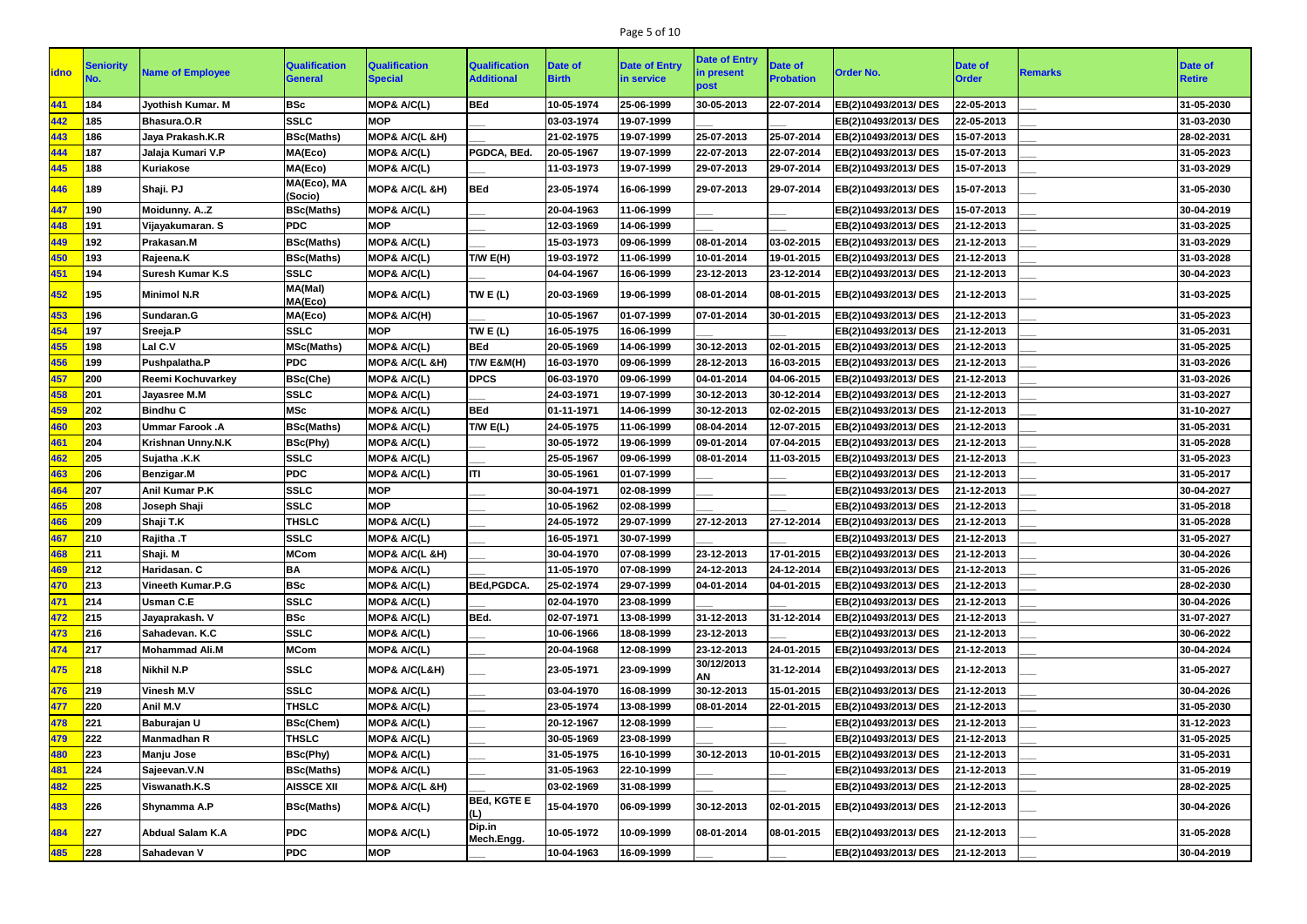| idno | Seniority No. | Name of Employee | Qualification General | Qualification Special | Qualification Additional | Date of Birth | Date of Entry in service | Date of Entry in present post | Date of Probation | Order No. | Date of Order | Remarks | Date of Retire |
|---|---|---|---|---|---|---|---|---|---|---|---|---|---|
| 441 | 184 | Jyothish Kumar. M | BSc | MOP& A/C(L) | BEd | 10-05-1974 | 25-06-1999 | 30-05-2013 | 22-07-2014 | EB(2)10493/2013/ DES | 22-05-2013 | ___ | 31-05-2030 |
| 442 | 185 | Bhasura.O.R | SSLC | MOP | ___ | 03-03-1974 | 19-07-1999 | | | EB(2)10493/2013/ DES | 22-05-2013 | ___ | 31-03-2030 |
| 443 | 186 | Jaya Prakash.K.R | BSc(Maths) | MOP& A/C(L &H) | ___ | 21-02-1975 | 19-07-1999 | 25-07-2013 | 25-07-2014 | EB(2)10493/2013/ DES | 15-07-2013 | ___ | 28-02-2031 |
| 444 | 187 | Jalaja Kumari V.P | MA(Eco) | MOP& A/C(L) | PGDCA, BEd. | 20-05-1967 | 19-07-1999 | 22-07-2013 | 22-07-2014 | EB(2)10493/2013/ DES | 15-07-2013 | ___ | 31-05-2023 |
| 445 | 188 | Kuriakose | MA(Eco) | MOP& A/C(L) | ___ | 11-03-1973 | 19-07-1999 | 29-07-2013 | 29-07-2014 | EB(2)10493/2013/ DES | 15-07-2013 | ___ | 31-03-2029 |
| 446 | 189 | Shaji. PJ | MA(Eco), MA (Socio) | MOP& A/C(L &H) | BEd | 23-05-1974 | 16-06-1999 | 29-07-2013 | 29-07-2014 | EB(2)10493/2013/ DES | 15-07-2013 | ___ | 31-05-2030 |
| 447 | 190 | Moidunny. A..Z | BSc(Maths) | MOP& A/C(L) | ___ | 20-04-1963 | 11-06-1999 | ___ | ___ | EB(2)10493/2013/ DES | 15-07-2013 | ___ | 30-04-2019 |
| 448 | 191 | Vijayakumaran. S | PDC | MOP | ___ | 12-03-1969 | 14-06-1999 | ___ | ___ | EB(2)10493/2013/ DES | 21-12-2013 | ___ | 31-03-2025 |
| 449 | 192 | Prakasan.M | BSc(Maths) | MOP& A/C(L) | ___ | 15-03-1973 | 09-06-1999 | 08-01-2014 | 03-02-2015 | EB(2)10493/2013/ DES | 21-12-2013 | ___ | 31-03-2029 |
| 450 | 193 | Rajeena.K | BSc(Maths) | MOP& A/C(L) | T/W E(H) | 19-03-1972 | 11-06-1999 | 10-01-2014 | 19-01-2015 | EB(2)10493/2013/ DES | 21-12-2013 | ___ | 31-03-2028 |
| 451 | 194 | Suresh Kumar K.S | SSLC | MOP& A/C(L) | ___ | 04-04-1967 | 16-06-1999 | 23-12-2013 | 23-12-2014 | EB(2)10493/2013/ DES | 21-12-2013 | ___ | 30-04-2023 |
| 452 | 195 | Minimol N.R | MA(Mal) MA(Eco) | MOP& A/C(L) | TW E (L) | 20-03-1969 | 19-06-1999 | 08-01-2014 | 08-01-2015 | EB(2)10493/2013/ DES | 21-12-2013 | ___ | 31-03-2025 |
| 453 | 196 | Sundaran.G | MA(Eco) | MOP& A/C(H) | ___ | 10-05-1967 | 01-07-1999 | 07-01-2014 | 30-01-2015 | EB(2)10493/2013/ DES | 21-12-2013 | ___ | 31-05-2023 |
| 454 | 197 | Sreeja.P | SSLC | MOP | TW E (L) | 16-05-1975 | 16-06-1999 | ___ | ___ | EB(2)10493/2013/ DES | 21-12-2013 | ___ | 31-05-2031 |
| 455 | 198 | Lal C.V | MSc(Maths) | MOP& A/C(L) | BEd | 20-05-1969 | 14-06-1999 | 30-12-2013 | 02-01-2015 | EB(2)10493/2013/ DES | 21-12-2013 | ___ | 31-05-2025 |
| 456 | 199 | Pushpalatha.P | PDC | MOP& A/C(L &H) | T/W E&M(H) | 16-03-1970 | 09-06-1999 | 28-12-2013 | 16-03-2015 | EB(2)10493/2013/ DES | 21-12-2013 | ___ | 31-03-2026 |
| 457 | 200 | Reemi Kochuvarkey | BSc(Che) | MOP& A/C(L) | DPCS | 06-03-1970 | 09-06-1999 | 04-01-2014 | 04-06-2015 | EB(2)10493/2013/ DES | 21-12-2013 | ___ | 31-03-2026 |
| 458 | 201 | Jayasree M.M | SSLC | MOP& A/C(L) | ___ | 24-03-1971 | 19-07-1999 | 30-12-2013 | 30-12-2014 | EB(2)10493/2013/ DES | 21-12-2013 | ___ | 31-03-2027 |
| 459 | 202 | Bindhu C | MSc | MOP& A/C(L) | BEd | 01-11-1971 | 14-06-1999 | 30-12-2013 | 02-02-2015 | EB(2)10493/2013/ DES | 21-12-2013 | ___ | 31-10-2027 |
| 460 | 203 | Ummar Farook .A | BSc(Maths) | MOP& A/C(L) | T/W E(L) | 24-05-1975 | 11-06-1999 | 08-04-2014 | 12-07-2015 | EB(2)10493/2013/ DES | 21-12-2013 | ___ | 31-05-2031 |
| 461 | 204 | Krishnan Unny.N.K | BSc(Phy) | MOP& A/C(L) | ___ | 30-05-1972 | 19-06-1999 | 09-01-2014 | 07-04-2015 | EB(2)10493/2013/ DES | 21-12-2013 | ___ | 31-05-2028 |
| 462 | 205 | Sujatha .K.K | SSLC | MOP& A/C(L) | ___ | 25-05-1967 | 09-06-1999 | 08-01-2014 | 11-03-2015 | EB(2)10493/2013/ DES | 21-12-2013 | ___ | 31-05-2023 |
| 463 | 206 | Benzigar.M | PDC | MOP& A/C(L) | ITI | 30-05-1961 | 01-07-1999 | ___ | ___ | EB(2)10493/2013/ DES | 21-12-2013 | ___ | 31-05-2017 |
| 464 | 207 | Anil Kumar P.K | SSLC | MOP | ___ | 30-04-1971 | 02-08-1999 | ___ | ___ | EB(2)10493/2013/ DES | 21-12-2013 | ___ | 30-04-2027 |
| 465 | 208 | Joseph Shaji | SSLC | MOP | ___ | 10-05-1962 | 02-08-1999 | ___ | ___ | EB(2)10493/2013/ DES | 21-12-2013 | ___ | 31-05-2018 |
| 466 | 209 | Shaji T.K | THSLC | MOP& A/C(L) | ___ | 24-05-1972 | 29-07-1999 | 27-12-2013 | 27-12-2014 | EB(2)10493/2013/ DES | 21-12-2013 | ___ | 31-05-2028 |
| 467 | 210 | Rajitha .T | SSLC | MOP& A/C(L) | ___ | 16-05-1971 | 30-07-1999 | ___ | ___ | EB(2)10493/2013/ DES | 21-12-2013 | ___ | 31-05-2027 |
| 468 | 211 | Shaji. M | MCom | MOP& A/C(L &H) | ___ | 30-04-1970 | 07-08-1999 | 23-12-2013 | 17-01-2015 | EB(2)10493/2013/ DES | 21-12-2013 | ___ | 30-04-2026 |
| 469 | 212 | Haridasan. C | BA | MOP& A/C(L) | ___ | 11-05-1970 | 07-08-1999 | 24-12-2013 | 24-12-2014 | EB(2)10493/2013/ DES | 21-12-2013 | ___ | 31-05-2026 |
| 470 | 213 | Vineeth Kumar.P.G | BSc | MOP& A/C(L) | BEd,PGDCA. | 25-02-1974 | 29-07-1999 | 04-01-2014 | 04-01-2015 | EB(2)10493/2013/ DES | 21-12-2013 | ___ | 28-02-2030 |
| 471 | 214 | Usman C.E | SSLC | MOP& A/C(L) | ___ | 02-04-1970 | 23-08-1999 | ___ | ___ | EB(2)10493/2013/ DES | 21-12-2013 | ___ | 30-04-2026 |
| 472 | 215 | Jayaprakash. V | BSc | MOP& A/C(L) | BEd. | 02-07-1971 | 13-08-1999 | 31-12-2013 | 31-12-2014 | EB(2)10493/2013/ DES | 21-12-2013 | ___ | 31-07-2027 |
| 473 | 216 | Sahadevan. K.C | SSLC | MOP& A/C(L) | ___ | 10-06-1966 | 18-08-1999 | 23-12-2013 | ___ | EB(2)10493/2013/ DES | 21-12-2013 | ___ | 30-06-2022 |
| 474 | 217 | Mohammad Ali.M | MCom | MOP& A/C(L) | ___ | 20-04-1968 | 12-08-1999 | 23-12-2013 | 24-01-2015 | EB(2)10493/2013/ DES | 21-12-2013 | ___ | 30-04-2024 |
| 475 | 218 | Nikhil N.P | SSLC | MOP& A/C(L&H) | ___ | 23-05-1971 | 23-09-1999 | 30/12/2013 AN | 31-12-2014 | EB(2)10493/2013/ DES | 21-12-2013 | ___ | 31-05-2027 |
| 476 | 219 | Vinesh M.V | SSLC | MOP& A/C(L) | ___ | 03-04-1970 | 16-08-1999 | 30-12-2013 | 15-01-2015 | EB(2)10493/2013/ DES | 21-12-2013 | ___ | 30-04-2026 |
| 477 | 220 | Anil M.V | THSLC | MOP& A/C(L) | ___ | 23-05-1974 | 13-08-1999 | 08-01-2014 | 22-01-2015 | EB(2)10493/2013/ DES | 21-12-2013 | ___ | 31-05-2030 |
| 478 | 221 | Baburajan U | BSc(Chem) | MOP& A/C(L) | ___ | 20-12-1967 | 12-08-1999 | ___ | ___ | EB(2)10493/2013/ DES | 21-12-2013 | ___ | 31-12-2023 |
| 479 | 222 | Manmadhan R | THSLC | MOP& A/C(L) | ___ | 30-05-1969 | 23-08-1999 | ___ | ___ | EB(2)10493/2013/ DES | 21-12-2013 | ___ | 31-05-2025 |
| 480 | 223 | Manju Jose | BSc(Phy) | MOP& A/C(L) | ___ | 31-05-1975 | 16-10-1999 | 30-12-2013 | 10-01-2015 | EB(2)10493/2013/ DES | 21-12-2013 | ___ | 31-05-2031 |
| 481 | 224 | Sajeevan.V.N | BSc(Maths) | MOP& A/C(L) | ___ | 31-05-1963 | 22-10-1999 | ___ | ___ | EB(2)10493/2013/ DES | 21-12-2013 | ___ | 31-05-2019 |
| 482 | 225 | Viswanath.K.S | AISSCE XII | MOP& A/C(L &H) | ___ | 03-02-1969 | 31-08-1999 | ___ | ___ | EB(2)10493/2013/ DES | 21-12-2013 | ___ | 28-02-2025 |
| 483 | 226 | Shynamma A.P | BSc(Maths) | MOP& A/C(L) | BEd, KGTE E (L) | 15-04-1970 | 06-09-1999 | 30-12-2013 | 02-01-2015 | EB(2)10493/2013/ DES | 21-12-2013 | ___ | 30-04-2026 |
| 484 | 227 | Abdual Salam K.A | PDC | MOP& A/C(L) | Dip.in Mech.Engg. | 10-05-1972 | 10-09-1999 | 08-01-2014 | 08-01-2015 | EB(2)10493/2013/ DES | 21-12-2013 | ___ | 31-05-2028 |
| 485 | 228 | Sahadevan V | PDC | MOP | ___ | 10-04-1963 | 16-09-1999 | ___ | ___ | EB(2)10493/2013/ DES | 21-12-2013 | ___ | 30-04-2019 |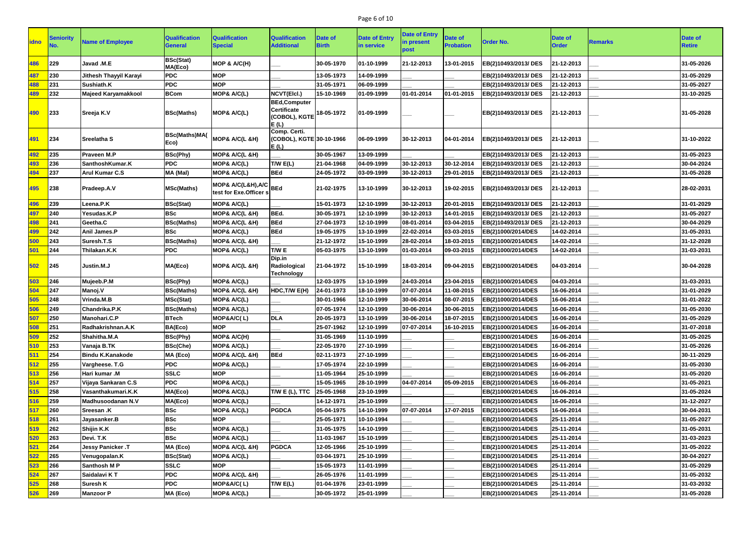| idno | Seniority No. | Name of Employee | Qualification General | Qualification Special | Qualification Additional | Date of Birth | Date of Entry in service | Date of Entry in present post | Date of Probation | Order No. | Date of Order | Remarks | Date of Retire |
|---|---|---|---|---|---|---|---|---|---|---|---|---|---|
| 486 | 229 | Javad .M.E | BSc(Stat) MA(Eco) | MOP & A/C(H) | ___ | 30-05-1970 | 01-10-1999 | 21-12-2013 | 13-01-2015 | EB(2)10493/2013/ DES | 21-12-2013 | ___ | 31-05-2026 |
| 487 | 230 | Jithesh Thayyil Karayi | PDC | MOP | ___ | 13-05-1973 | 14-09-1999 | ___ | ___ | EB(2)10493/2013/ DES | 21-12-2013 | ___ | 31-05-2029 |
| 488 | 231 | Sushiath.K | PDC | MOP | ___ | 31-05-1971 | 06-09-1999 | ___ | ___ | EB(2)10493/2013/ DES | 21-12-2013 | ___ | 31-05-2027 |
| 489 | 232 | Majeed Karyamakkool | BCom | MOP& A/C(L) | NCVT(Elcl.) | 15-10-1969 | 01-09-1999 | 01-01-2014 | 01-01-2015 | EB(2)10493/2013/ DES | 21-12-2013 | ___ | 31-10-2025 |
| 490 | 233 | Sreeja K.V | BSc(Maths) | MOP& A/C(L) | BEd,Computer Certificate (COBOL), KGTE E (L) | 18-05-1972 | 01-09-1999 | ___ | ___ | EB(2)10493/2013/ DES | 21-12-2013 | ___ | 31-05-2028 |
| 491 | 234 | Sreelatha S | BSc(Maths)MA(Eco) | MOP& A/C(L &H) | Comp. Certi. (COBOL), KGTE E (L) | 30-10-1966 | 06-09-1999 | 30-12-2013 | 04-01-2014 | EB(2)10493/2013/ DES | 21-12-2013 | ___ | 31-10-2022 |
| 492 | 235 | Praveen M.P | BSc(Phy) | MOP& A/C(L &H) | ___ | 30-05-1967 | 13-09-1999 | ___ | ___ | EB(2)10493/2013/ DES | 21-12-2013 | ___ | 31-05-2023 |
| 493 | 236 | SanthoshKumar.K | PDC | MOP& A/C(L) | T/W E(L) | 21-04-1968 | 04-09-1999 | 30-12-2013 | 30-12-2014 | EB(2)10493/2013/ DES | 21-12-2013 | ___ | 30-04-2024 |
| 494 | 237 | Arul Kumar C.S | MA (Mal) | MOP& A/C(L) | BEd | 24-05-1972 | 03-09-1999 | 30-12-2013 | 29-01-2015 | EB(2)10493/2013/ DES | 21-12-2013 | ___ | 31-05-2028 |
| 495 | 238 | Pradeep.A.V | MSc(Maths) | MOP& A/C(L&H),A/C test for Exe.Officer s | BEd | 21-02-1975 | 13-10-1999 | 30-12-2013 | 19-02-2015 | EB(2)10493/2013/ DES | 21-12-2013 | ___ | 28-02-2031 |
| 496 | 239 | Leena.P.K | BSc(Stat) | MOP& A/C(L) | ___ | 15-01-1973 | 12-10-1999 | 30-12-2013 | 20-01-2015 | EB(2)10493/2013/ DES | 21-12-2013 | ___ | 31-01-2029 |
| 497 | 240 | Yesudas.K.P | BSc | MOP& A/C(L &H) | BEd. | 30-05-1971 | 12-10-1999 | 30-12-2013 | 14-01-2015 | EB(2)10493/2013/ DES | 21-12-2013 | ___ | 31-05-2027 |
| 498 | 241 | Geetha.C | BSc(Maths) | MOP& A/C(L &H) | BEd | 27-04-1973 | 12-10-1999 | 08-01-2014 | 03-04-2015 | EB(2)10493/2013/ DES | 21-12-2013 | ___ | 30-04-2029 |
| 499 | 242 | Anil James.P | BSc | MOP& A/C(L) | BEd | 19-05-1975 | 13-10-1999 | 22-02-2014 | 03-03-2015 | EB(2)1000/2014/DES | 14-02-2014 | ___ | 31-05-2031 |
| 500 | 243 | Suresh.T.S | BSc(Maths) | MOP& A/C(L &H) | ___ | 21-12-1972 | 15-10-1999 | 28-02-2014 | 18-03-2015 | EB(2)1000/2014/DES | 14-02-2014 | ___ | 31-12-2028 |
| 501 | 244 | Thilakan.K.K | PDC | MOP& A/C(L) | T/W E | 05-03-1975 | 13-10-1999 | 01-03-2014 | 09-03-2015 | EB(2)1000/2014/DES | 14-02-2014 | ___ | 31-03-2031 |
| 502 | 245 | Justin.M.J | MA(Eco) | MOP& A/C(L &H) | Dip.in Radiological Technology | 21-04-1972 | 15-10-1999 | 18-03-2014 | 09-04-2015 | EB(2)1000/2014/DES | 04-03-2014 | ___ | 30-04-2028 |
| 503 | 246 | Mujeeb.P.M | BSc(Phy) | MOP& A/C(L) | ___ | 12-03-1975 | 13-10-1999 | 24-03-2014 | 23-04-2015 | EB(2)1000/2014/DES | 04-03-2014 | ___ | 31-03-2031 |
| 504 | 247 | Manoj.V | BSc(Maths) | MOP& A/C(L &H) | HDC,T/W E(H) | 24-01-1973 | 18-10-1999 | 07-07-2014 | 11-08-2015 | EB(2)1000/2014/DES | 16-06-2014 | ___ | 31-01-2029 |
| 505 | 248 | Vrinda.M.B | MSc(Stat) | MOP& A/C(L) | ___ | 30-01-1966 | 12-10-1999 | 30-06-2014 | 08-07-2015 | EB(2)1000/2014/DES | 16-06-2014 | ___ | 31-01-2022 |
| 506 | 249 | Chandrika.P.K | BSc(Maths) | MOP& A/C(L) | ___ | 07-05-1974 | 12-10-1999 | 30-06-2014 | 30-06-2015 | EB(2)1000/2014/DES | 16-06-2014 | ___ | 31-05-2030 |
| 507 | 250 | Manohari.C.P | BTech | MOP&A/C( L) | DLA | 20-05-1973 | 13-10-1999 | 30-06-2014 | 18-07-2015 | EB(2)1000/2014/DES | 16-06-2014 | ___ | 31-05-2029 |
| 508 | 251 | Radhakrishnan.A.K | BA(Eco) | MOP | ___ | 25-07-1962 | 12-10-1999 | 07-07-2014 | 16-10-2015 | EB(2)1000/2014/DES | 16-06-2014 | ___ | 31-07-2018 |
| 509 | 252 | Shahitha.M.A | BSc(Phy) | MOP& A/C(H) | ___ | 31-05-1969 | 11-10-1999 | ___ | ___ | EB(2)1000/2014/DES | 16-06-2014 | ___ | 31-05-2025 |
| 510 | 253 | Vanaja B.TK | BSc(Che) | MOP& A/C(L) | ___ | 22-05-1970 | 27-10-1999 | ___ | ___ | EB(2)1000/2014/DES | 16-06-2014 | ___ | 31-05-2026 |
| 511 | 254 | Bindu K.Kanakode | MA (Eco) | MOP& A/C(L &H) | BEd | 02-11-1973 | 27-10-1999 | ___ | ___ | EB(2)1000/2014/DES | 16-06-2014 | ___ | 30-11-2029 |
| 512 | 255 | Vargheese. T.G | PDC | MOP& A/C(L) | ___ | 17-05-1974 | 22-10-1999 | ___ | ___ | EB(2)1000/2014/DES | 16-06-2014 | ___ | 31-05-2030 |
| 513 | 256 | Hari kumar .M | SSLC | MOP | ___ | 11-05-1964 | 25-10-1999 | ___ | ___ | EB(2)1000/2014/DES | 16-06-2014 | ___ | 31-05-2020 |
| 514 | 257 | Vijaya Sankaran C.S | PDC | MOP& A/C(L) | ___ | 15-05-1965 | 28-10-1999 | 04-07-2014 | 05-09-2015 | EB(2)1000/2014/DES | 16-06-2014 | ___ | 31-05-2021 |
| 515 | 258 | Vasanthakumari.K.K | MA(Eco) | MOP& A/C(L) | T/W E (L), TTC | 25-05-1968 | 23-10-1999 | ___ | ___ | EB(2)1000/2014/DES | 16-06-2014 | ___ | 31-05-2024 |
| 516 | 259 | Madhusoodanan N.V | MA(Eco) | MOP& A/C(L) | ___ | 14-12-1971 | 25-10-1999 | ___ | ___ | EB(2)1000/2014/DES | 16-06-2014 | ___ | 31-12-2027 |
| 517 | 260 | Sreesan .K | BSc | MOP& A/C(L) | PGDCA | 05-04-1975 | 14-10-1999 | 07-07-2014 | 17-07-2015 | EB(2)1000/2014/DES | 16-06-2014 | ___ | 30-04-2031 |
| 518 | 261 | Jayasanker.B | BSc | MOP | ___ | 25-05-1971 | 10-10-1994 | ___ | ___ | EB(2)1000/2014/DES | 25-11-2014 | ___ | 31-05-2027 |
| 519 | 262 | Shijin K.K | BSc | MOP& A/C(L) | ___ | 31-05-1975 | 14-10-1999 | ___ | ___ | EB(2)1000/2014/DES | 25-11-2014 | ___ | 31-05-2031 |
| 520 | 263 | Devi. T.K | BSc | MOP& A/C(L) | ___ | 11-03-1967 | 15-10-1999 | ___ | ___ | EB(2)1000/2014/DES | 25-11-2014 | ___ | 31-03-2023 |
| 521 | 264 | Jessy Panicker .T | MA (Eco) | MOP& A/C(L &H) | PGDCA | 12-05-1966 | 25-10-1999 | ___ | ___ | EB(2)1000/2014/DES | 25-11-2014 | ___ | 31-05-2022 |
| 522 | 265 | Venugopalan.K | BSc(Stat) | MOP& A/C(L) | ___ | 03-04-1971 | 25-10-1999 | ___ | ___ | EB(2)1000/2014/DES | 25-11-2014 | ___ | 30-04-2027 |
| 523 | 266 | Santhosh M P | SSLC | MOP | ___ | 15-05-1973 | 11-01-1999 | ___ | ___ | EB(2)1000/2014/DES | 25-11-2014 | ___ | 31-05-2029 |
| 524 | 267 | Saidalavi K T | PDC | MOP& A/C(L &H) | ___ | 26-05-1976 | 11-01-1999 | ___ | ___ | EB(2)1000/2014/DES | 25-11-2014 | ___ | 31-05-2032 |
| 525 | 268 | Suresh K | PDC | MOP&A/C( L) | T/W E(L) | 01-04-1976 | 23-01-1999 | ___ | ___ | EB(2)1000/2014/DES | 25-11-2014 | ___ | 31-03-2032 |
| 526 | 269 | Manzoor P | MA (Eco) | MOP& A/C(L) | ___ | 30-05-1972 | 25-01-1999 | ___ | ___ | EB(2)1000/2014/DES | 25-11-2014 | ___ | 31-05-2028 |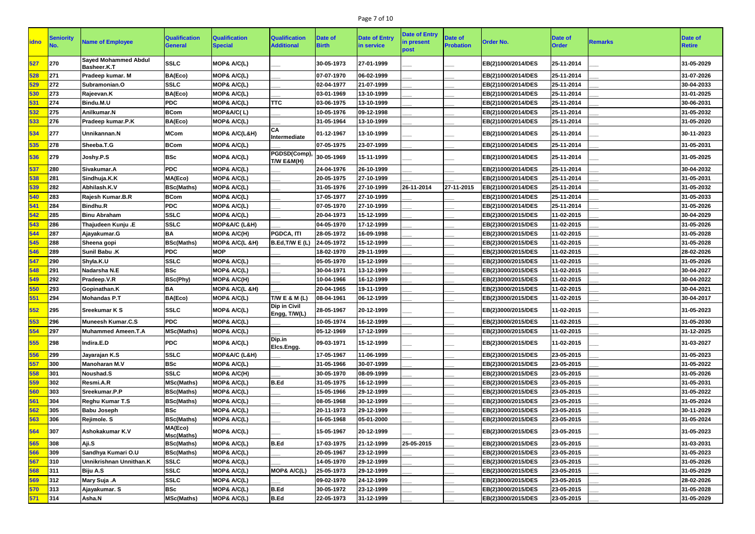| idno | Seniority No. | Name of Employee | Qualification General | Qualification Special | Qualification Additional | Date of Birth | Date of Entry in service | Date of Entry in present post | Date of Probation | Order No. | Date of Order | Remarks | Date of Retire |
|---|---|---|---|---|---|---|---|---|---|---|---|---|---|
| 527 | 270 | Sayed Mohammed Abdul Basheer.K.T | SSLC | MOP& A/C(L) | ___ | 30-05-1973 | 27-01-1999 | ___ | ___ | EB(2)1000/2014/DES | 25-11-2014 | ___ | 31-05-2029 |
| 528 | 271 | Pradeep kumar. M | BA(Eco) | MOP& A/C(L) | ___ | 07-07-1970 | 06-02-1999 | ___ | ___ | EB(2)1000/2014/DES | 25-11-2014 | ___ | 31-07-2026 |
| 529 | 272 | Subramonian.O | SSLC | MOP& A/C(L) | ___ | 02-04-1977 | 21-07-1999 | ___ | ___ | EB(2)1000/2014/DES | 25-11-2014 | ___ | 30-04-2033 |
| 530 | 273 | Rajeevan.K | BA(Eco) | MOP& A/C(L) | ___ | 03-01-1969 | 13-10-1999 | ___ | ___ | EB(2)1000/2014/DES | 25-11-2014 | ___ | 31-01-2025 |
| 531 | 274 | Bindu.M.U | PDC | MOP& A/C(L) | TTC | 03-06-1975 | 13-10-1999 | ___ | ___ | EB(2)1000/2014/DES | 25-11-2014 | ___ | 30-06-2031 |
| 532 | 275 | Anilkumar.N | BCom | MOP&A/C( L) | ___ | 10-05-1976 | 09-12-1998 | ___ | ___ | EB(2)1000/2014/DES | 25-11-2014 | ___ | 31-05-2032 |
| 533 | 276 | Pradeep kumar.P.K | BA(Eco) | MOP& A/C(L) | ___ | 31-05-1964 | 13-10-1999 | ___ | ___ | EB(2)1000/2014/DES | 25-11-2014 | ___ | 31-05-2020 |
| 534 | 277 | Unnikannan.N | MCom | MOP& A/C(L&H) | CA Intermediate | 01-12-1967 | 13-10-1999 | ___ | ___ | EB(2)1000/2014/DES | 25-11-2014 | ___ | 30-11-2023 |
| 535 | 278 | Sheeba.T.G | BCom | MOP& A/C(L) | ___ | 07-05-1975 | 23-07-1999 | ___ | ___ | EB(2)1000/2014/DES | 25-11-2014 | ___ | 31-05-2031 |
| 536 | 279 | Joshy.P.S | BSc | MOP& A/C(L) | PGDSD(Comp), T/W E&M(H) | 30-05-1969 | 15-11-1999 | ___ | ___ | EB(2)1000/2014/DES | 25-11-2014 | ___ | 31-05-2025 |
| 537 | 280 | Sivakumar.A | PDC | MOP& A/C(L) | ___ | 24-04-1976 | 26-10-1999 | ___ | ___ | EB(2)1000/2014/DES | 25-11-2014 | ___ | 30-04-2032 |
| 538 | 281 | Sindhuja.K.K | MA(Eco) | MOP& A/C(L) | ___ | 20-05-1975 | 27-10-1999 | ___ | ___ | EB(2)1000/2014/DES | 25-11-2014 | ___ | 31-05-2031 |
| 539 | 282 | Abhilash.K.V | BSc(Maths) | MOP& A/C(L) | ___ | 31-05-1976 | 27-10-1999 | 26-11-2014 | 27-11-2015 | EB(2)1000/2014/DES | 25-11-2014 | ___ | 31-05-2032 |
| 540 | 283 | Rajesh Kumar.B.R | BCom | MOP& A/C(L) | ___ | 17-05-1977 | 27-10-1999 | ___ | ___ | EB(2)1000/2014/DES | 25-11-2014 | ___ | 31-05-2033 |
| 541 | 284 | Bindhu.R | PDC | MOP& A/C(L) | ___ | 07-05-1970 | 27-10-1999 | ___ | ___ | EB(2)1000/2014/DES | 25-11-2014 | ___ | 31-05-2026 |
| 542 | 285 | Binu Abraham | SSLC | MOP& A/C(L) | ___ | 20-04-1973 | 15-12-1999 | ___ | ___ | EB(2)3000/2015/DES | 11-02-2015 | ___ | 30-04-2029 |
| 543 | 286 | Thajudeen Kunju .E | SSLC | MOP&A/C (L&H) | ___ | 04-05-1970 | 17-12-1999 | ___ | ___ | EB(2)3000/2015/DES | 11-02-2015 | ___ | 31-05-2026 |
| 544 | 287 | Ajayakumar.G | BA | MOP& A/C(H) | PGDCA, ITI | 28-05-1972 | 16-09-1998 | ___ | ___ | EB(2)3000/2015/DES | 11-02-2015 | ___ | 31-05-2028 |
| 545 | 288 | Sheena gopi | BSc(Maths) | MOP& A/C(L &H) | B.Ed,T/W E (L) | 24-05-1972 | 15-12-1999 | ___ | ___ | EB(2)3000/2015/DES | 11-02-2015 | ___ | 31-05-2028 |
| 546 | 289 | Sunil Babu .K | PDC | MOP | ___ | 18-02-1970 | 29-11-1999 | ___ | ___ | EB(2)3000/2015/DES | 11-02-2015 | ___ | 28-02-2026 |
| 547 | 290 | Shyla.K.U | SSLC | MOP& A/C(L) | ___ | 05-05-1970 | 15-12-1999 | ___ | ___ | EB(2)3000/2015/DES | 11-02-2015 | ___ | 31-05-2026 |
| 548 | 291 | Nadarsha N.E | BSc | MOP& A/C(L) | ___ | 30-04-1971 | 13-12-1999 | ___ | ___ | EB(2)3000/2015/DES | 11-02-2015 | ___ | 30-04-2027 |
| 549 | 292 | Pradeep.V.R | BSc(Phy) | MOP& A/C(H) | ___ | 10-04-1966 | 16-12-1999 | ___ | ___ | EB(2)3000/2015/DES | 11-02-2015 | ___ | 30-04-2022 |
| 550 | 293 | Gopinathan.K | BA | MOP& A/C(L &H) | ___ | 20-04-1965 | 19-11-1999 | ___ | ___ | EB(2)3000/2015/DES | 11-02-2015 | ___ | 30-04-2021 |
| 551 | 294 | Mohandas P.T | BA(Eco) | MOP& A/C(L) | T/W E & M (L) | 08-04-1961 | 06-12-1999 | ___ | ___ | EB(2)3000/2015/DES | 11-02-2015 | ___ | 30-04-2017 |
| 552 | 295 | Sreekumar K S | SSLC | MOP& A/C(L) | Dip in Civil Engg, T/W(L) | 28-05-1967 | 20-12-1999 | ___ | ___ | EB(2)3000/2015/DES | 11-02-2015 | ___ | 31-05-2023 |
| 553 | 296 | Muneesh Kumar.C.S | PDC | MOP& A/C(L) | ___ | 10-05-1974 | 16-12-1999 | ___ | ___ | EB(2)3000/2015/DES | 11-02-2015 | ___ | 31-05-2030 |
| 554 | 297 | Muhammed Ameen.T.A | MSc(Maths) | MOP& A/C(L) | ___ | 05-12-1969 | 17-12-1999 | ___ | ___ | EB(2)3000/2015/DES | 11-02-2015 | ___ | 31-12-2025 |
| 555 | 298 | Indira.E.D | PDC | MOP& A/C(L) | Dip.in Elcs.Engg. | 09-03-1971 | 15-12-1999 | ___ | ___ | EB(2)3000/2015/DES | 11-02-2015 | ___ | 31-03-2027 |
| 556 | 299 | Jayarajan K.S | SSLC | MOP&A/C (L&H) | ___ | 17-05-1967 | 11-06-1999 | ___ | ___ | EB(2)3000/2015/DES | 23-05-2015 | ___ | 31-05-2023 |
| 557 | 300 | Manoharan M.V | BSc | MOP& A/C(L) | ___ | 31-05-1966 | 30-07-1999 | ___ | ___ | EB(2)3000/2015/DES | 23-05-2015 | ___ | 31-05-2022 |
| 558 | 301 | Noushad.S | SSLC | MOP& A/C(H) | ___ | 30-05-1970 | 08-09-1999 | ___ | ___ | EB(2)3000/2015/DES | 23-05-2015 | ___ | 31-05-2026 |
| 559 | 302 | Resmi.A.R | MSc(Maths) | MOP& A/C(L) | B.Ed | 31-05-1975 | 16-12-1999 | ___ | ___ | EB(2)3000/2015/DES | 23-05-2015 | ___ | 31-05-2031 |
| 560 | 303 | Sreekumar.P.P | BSc(Maths) | MOP& A/C(L) | ___ | 15-05-1966 | 29-12-1999 | ___ | ___ | EB(2)3000/2015/DES | 23-05-2015 | ___ | 31-05-2022 |
| 561 | 304 | Reghu Kumar T.S | BSc(Maths) | MOP& A/C(L) | ___ | 08-05-1968 | 30-12-1999 | ___ | ___ | EB(2)3000/2015/DES | 23-05-2015 | ___ | 31-05-2024 |
| 562 | 305 | Babu Joseph | BSc | MOP& A/C(L) | ___ | 20-11-1973 | 29-12-1999 | ___ | ___ | EB(2)3000/2015/DES | 23-05-2015 | ___ | 30-11-2029 |
| 563 | 306 | Rejimole. S | BSc(Maths) | MOP& A/C(L) | ___ | 16-05-1968 | 05-01-2000 | ___ | ___ | EB(2)3000/2015/DES | 23-05-2015 | ___ | 31-05-2024 |
| 564 | 307 | Ashokakumar K.V | MA(Eco) Msc(Maths) | MOP& A/C(L) | ___ | 15-05-1967 | 20-12-1999 | ___ | ___ | EB(2)3000/2015/DES | 23-05-2015 | ___ | 31-05-2023 |
| 565 | 308 | Aji.S | BSc(Maths) | MOP& A/C(L) | B.Ed | 17-03-1975 | 21-12-1999 | 25-05-2015 | ___ | EB(2)3000/2015/DES | 23-05-2015 | ___ | 31-03-2031 |
| 566 | 309 | Sandhya Kumari O.U | BSc(Maths) | MOP& A/C(L) | ___ | 20-05-1967 | 23-12-1999 | ___ | ___ | EB(2)3000/2015/DES | 23-05-2015 | ___ | 31-05-2023 |
| 567 | 310 | Unnikrishnan Unnithan.K | SSLC | MOP& A/C(L) | ___ | 14-05-1970 | 29-12-1999 | ___ | ___ | EB(2)3000/2015/DES | 23-05-2015 | ___ | 31-05-2026 |
| 568 | 311 | Biju A.S | SSLC | MOP& A/C(L) | MOP& A/C(L) | 25-05-1973 | 29-12-1999 | ___ | ___ | EB(2)3000/2015/DES | 23-05-2015 | ___ | 31-05-2029 |
| 569 | 312 | Mary Suja .A | SSLC | MOP& A/C(L) | ___ | 09-02-1970 | 24-12-1999 | ___ | ___ | EB(2)3000/2015/DES | 23-05-2015 | ___ | 28-02-2026 |
| 570 | 313 | Ajayakumar. S | BSc | MOP& A/C(L) | B.Ed | 30-05-1972 | 23-12-1999 | ___ | ___ | EB(2)3000/2015/DES | 23-05-2015 | ___ | 31-05-2028 |
| 571 | 314 | Asha.N | MSc(Maths) | MOP& A/C(L) | B.Ed | 22-05-1973 | 31-12-1999 | ___ | ___ | EB(2)3000/2015/DES | 23-05-2015 | ___ | 31-05-2029 |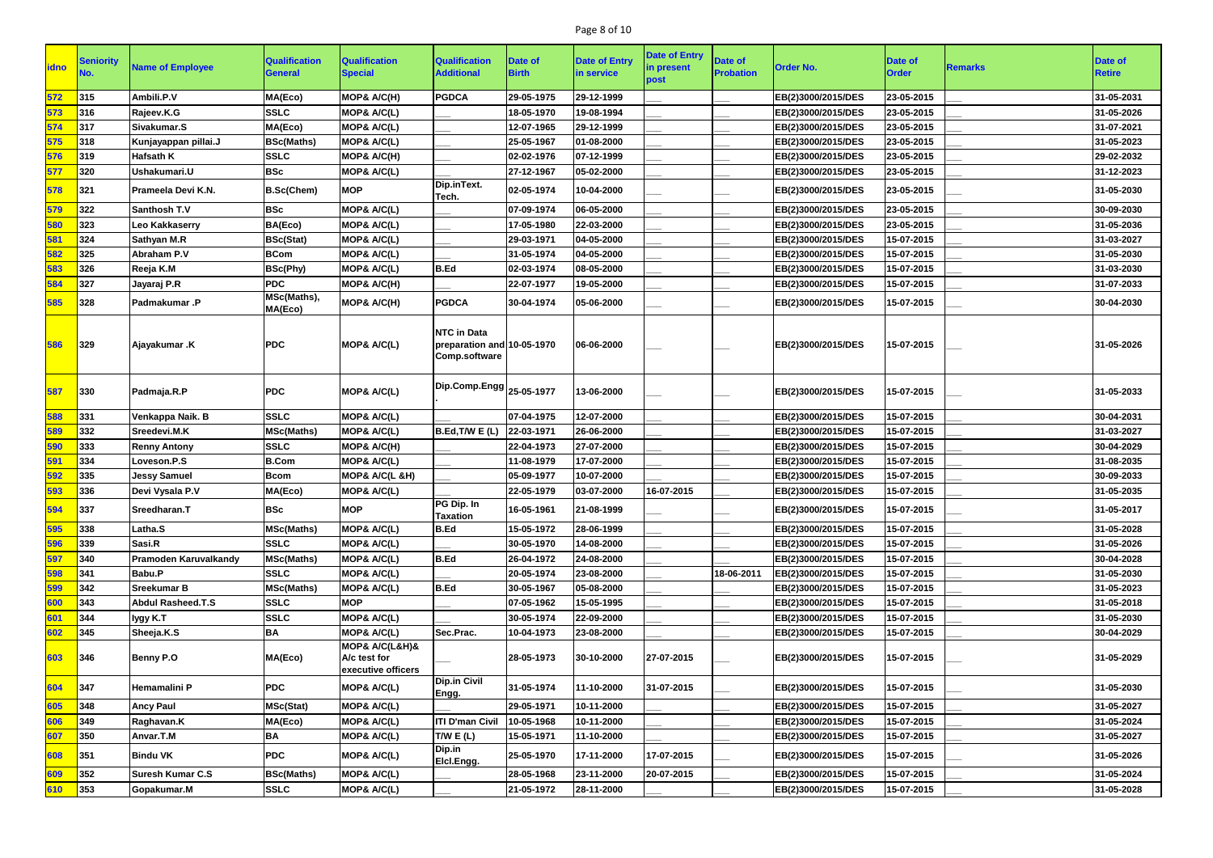| idno | Seniority No. | Name of Employee | Qualification General | Qualification Special | Qualification Additional | Date of Birth | Date of Entry in service | Date of Entry in present post | Date of Probation | Order No. | Date of Order | Remarks | Date of Retire |
|---|---|---|---|---|---|---|---|---|---|---|---|---|---|
| 572 | 315 | Ambili.P.V | MA(Eco) | MOP& A/C(H) | PGDCA | 29-05-1975 | 29-12-1999 | ___ | ___ | EB(2)3000/2015/DES | 23-05-2015 | ___ | 31-05-2031 |
| 573 | 316 | Rajeev.K.G | SSLC | MOP& A/C(L) | ___ | 18-05-1970 | 19-08-1994 | ___ | ___ | EB(2)3000/2015/DES | 23-05-2015 | ___ | 31-05-2026 |
| 574 | 317 | Sivakumar.S | MA(Eco) | MOP& A/C(L) | ___ | 12-07-1965 | 29-12-1999 | ___ | ___ | EB(2)3000/2015/DES | 23-05-2015 | ___ | 31-07-2021 |
| 575 | 318 | Kunjayappan pillai.J | BSc(Maths) | MOP& A/C(L) | ___ | 25-05-1967 | 01-08-2000 | ___ | ___ | EB(2)3000/2015/DES | 23-05-2015 | ___ | 31-05-2023 |
| 576 | 319 | Hafsath K | SSLC | MOP& A/C(H) | ___ | 02-02-1976 | 07-12-1999 | ___ | ___ | EB(2)3000/2015/DES | 23-05-2015 | ___ | 29-02-2032 |
| 577 | 320 | Ushakumari.U | BSc | MOP& A/C(L) | ___ | 27-12-1967 | 05-02-2000 | ___ | ___ | EB(2)3000/2015/DES | 23-05-2015 | ___ | 31-12-2023 |
| 578 | 321 | Prameela Devi K.N. | B.Sc(Chem) | MOP | Dip.inText. Tech. | 02-05-1974 | 10-04-2000 | ___ | ___ | EB(2)3000/2015/DES | 23-05-2015 | ___ | 31-05-2030 |
| 579 | 322 | Santhosh T.V | BSc | MOP& A/C(L) | ___ | 07-09-1974 | 06-05-2000 | ___ | ___ | EB(2)3000/2015/DES | 23-05-2015 | ___ | 30-09-2030 |
| 580 | 323 | Leo Kakkaserry | BA(Eco) | MOP& A/C(L) | ___ | 17-05-1980 | 22-03-2000 | ___ | ___ | EB(2)3000/2015/DES | 23-05-2015 | ___ | 31-05-2036 |
| 581 | 324 | Sathyan M.R | BSc(Stat) | MOP& A/C(L) | ___ | 29-03-1971 | 04-05-2000 | ___ | ___ | EB(2)3000/2015/DES | 15-07-2015 | ___ | 31-03-2027 |
| 582 | 325 | Abraham P.V | BCom | MOP& A/C(L) | ___ | 31-05-1974 | 04-05-2000 | ___ | ___ | EB(2)3000/2015/DES | 15-07-2015 | ___ | 31-05-2030 |
| 583 | 326 | Reeja K.M | BSc(Phy) | MOP& A/C(L) | B.Ed | 02-03-1974 | 08-05-2000 | ___ | ___ | EB(2)3000/2015/DES | 15-07-2015 | ___ | 31-03-2030 |
| 584 | 327 | Jayaraj P.R | PDC | MOP& A/C(H) | ___ | 22-07-1977 | 19-05-2000 | ___ | ___ | EB(2)3000/2015/DES | 15-07-2015 | ___ | 31-07-2033 |
| 585 | 328 | Padmakumar .P | MSc(Maths), MA(Eco) | MOP& A/C(H) | PGDCA | 30-04-1974 | 05-06-2000 | ___ | ___ | EB(2)3000/2015/DES | 15-07-2015 | ___ | 30-04-2030 |
| 586 | 329 | Ajayakumar .K | PDC | MOP& A/C(L) | NTC in Data preparation and Comp.software | 10-05-1970 | 06-06-2000 | ___ | ___ | EB(2)3000/2015/DES | 15-07-2015 | ___ | 31-05-2026 |
| 587 | 330 | Padmaja.R.P | PDC | MOP& A/C(L) | Dip.Comp.Engg . | 25-05-1977 | 13-06-2000 | ___ | ___ | EB(2)3000/2015/DES | 15-07-2015 | ___ | 31-05-2033 |
| 588 | 331 | Venkappa Naik. B | SSLC | MOP& A/C(L) | ___ | 07-04-1975 | 12-07-2000 | ___ | ___ | EB(2)3000/2015/DES | 15-07-2015 | ___ | 30-04-2031 |
| 589 | 332 | Sreedevi.M.K | MSc(Maths) | MOP& A/C(L) | B.Ed,T/W E (L) | 22-03-1971 | 26-06-2000 | ___ | ___ | EB(2)3000/2015/DES | 15-07-2015 | ___ | 31-03-2027 |
| 590 | 333 | Renny Antony | SSLC | MOP& A/C(H) | ___ | 22-04-1973 | 27-07-2000 | ___ | ___ | EB(2)3000/2015/DES | 15-07-2015 | ___ | 30-04-2029 |
| 591 | 334 | Loveson.P.S | B.Com | MOP& A/C(L) | ___ | 11-08-1979 | 17-07-2000 | ___ | ___ | EB(2)3000/2015/DES | 15-07-2015 | ___ | 31-08-2035 |
| 592 | 335 | Jessy Samuel | Bcom | MOP& A/C(L &H) | ___ | 05-09-1977 | 10-07-2000 | ___ | ___ | EB(2)3000/2015/DES | 15-07-2015 | ___ | 30-09-2033 |
| 593 | 336 | Devi Vysala P.V | MA(Eco) | MOP& A/C(L) | ___ | 22-05-1979 | 03-07-2000 | 16-07-2015 | ___ | EB(2)3000/2015/DES | 15-07-2015 | ___ | 31-05-2035 |
| 594 | 337 | Sreedharan.T | BSc | MOP | PG Dip. In Taxation | 16-05-1961 | 21-08-1999 | ___ | ___ | EB(2)3000/2015/DES | 15-07-2015 | ___ | 31-05-2017 |
| 595 | 338 | Latha.S | MSc(Maths) | MOP& A/C(L) | B.Ed | 15-05-1972 | 28-06-1999 | ___ | ___ | EB(2)3000/2015/DES | 15-07-2015 | ___ | 31-05-2028 |
| 596 | 339 | Sasi.R | SSLC | MOP& A/C(L) | ___ | 30-05-1970 | 14-08-2000 | ___ | ___ | EB(2)3000/2015/DES | 15-07-2015 | ___ | 31-05-2026 |
| 597 | 340 | Pramoden Karuvalkandy | MSc(Maths) | MOP& A/C(L) | B.Ed | 26-04-1972 | 24-08-2000 | ___ | ___ | EB(2)3000/2015/DES | 15-07-2015 | ___ | 30-04-2028 |
| 598 | 341 | Babu.P | SSLC | MOP& A/C(L) | ___ | 20-05-1974 | 23-08-2000 | ___ | 18-06-2011 | EB(2)3000/2015/DES | 15-07-2015 | ___ | 31-05-2030 |
| 599 | 342 | Sreekumar B | MSc(Maths) | MOP& A/C(L) | B.Ed | 30-05-1967 | 05-08-2000 | ___ | ___ | EB(2)3000/2015/DES | 15-07-2015 | ___ | 31-05-2023 |
| 600 | 343 | Abdul Rasheed.T.S | SSLC | MOP | ___ | 07-05-1962 | 15-05-1995 | ___ | ___ | EB(2)3000/2015/DES | 15-07-2015 | ___ | 31-05-2018 |
| 601 | 344 | lygy K.T | SSLC | MOP& A/C(L) | ___ | 30-05-1974 | 22-09-2000 | ___ | ___ | EB(2)3000/2015/DES | 15-07-2015 | ___ | 31-05-2030 |
| 602 | 345 | Sheeja.K.S | BA | MOP& A/C(L) | Sec.Prac. | 10-04-1973 | 23-08-2000 | ___ | ___ | EB(2)3000/2015/DES | 15-07-2015 | ___ | 30-04-2029 |
| 603 | 346 | Benny P.O | MA(Eco) | MOP& A/C(L&H)& A/c test for executive officers | ___ | 28-05-1973 | 30-10-2000 | 27-07-2015 | ___ | EB(2)3000/2015/DES | 15-07-2015 | ___ | 31-05-2029 |
| 604 | 347 | Hemamalini P | PDC | MOP& A/C(L) | Dip.in Civil Engg. | 31-05-1974 | 11-10-2000 | 31-07-2015 | ___ | EB(2)3000/2015/DES | 15-07-2015 | ___ | 31-05-2030 |
| 605 | 348 | Ancy Paul | MSc(Stat) | MOP& A/C(L) | ___ | 29-05-1971 | 10-11-2000 | ___ | ___ | EB(2)3000/2015/DES | 15-07-2015 | ___ | 31-05-2027 |
| 606 | 349 | Raghavan.K | MA(Eco) | MOP& A/C(L) | ITI D'man Civil | 10-05-1968 | 10-11-2000 | ___ | ___ | EB(2)3000/2015/DES | 15-07-2015 | ___ | 31-05-2024 |
| 607 | 350 | Anvar.T.M | BA | MOP& A/C(L) | T/W E (L) | 15-05-1971 | 11-10-2000 | ___ | ___ | EB(2)3000/2015/DES | 15-07-2015 | ___ | 31-05-2027 |
| 608 | 351 | Bindu VK | PDC | MOP& A/C(L) | Dip.in Elcl.Engg. | 25-05-1970 | 17-11-2000 | 17-07-2015 | ___ | EB(2)3000/2015/DES | 15-07-2015 | ___ | 31-05-2026 |
| 609 | 352 | Suresh Kumar C.S | BSc(Maths) | MOP& A/C(L) | ___ | 28-05-1968 | 23-11-2000 | 20-07-2015 | ___ | EB(2)3000/2015/DES | 15-07-2015 | ___ | 31-05-2024 |
| 610 | 353 | Gopakumar.M | SSLC | MOP& A/C(L) | ___ | 21-05-1972 | 28-11-2000 | ___ | ___ | EB(2)3000/2015/DES | 15-07-2015 | ___ | 31-05-2028 |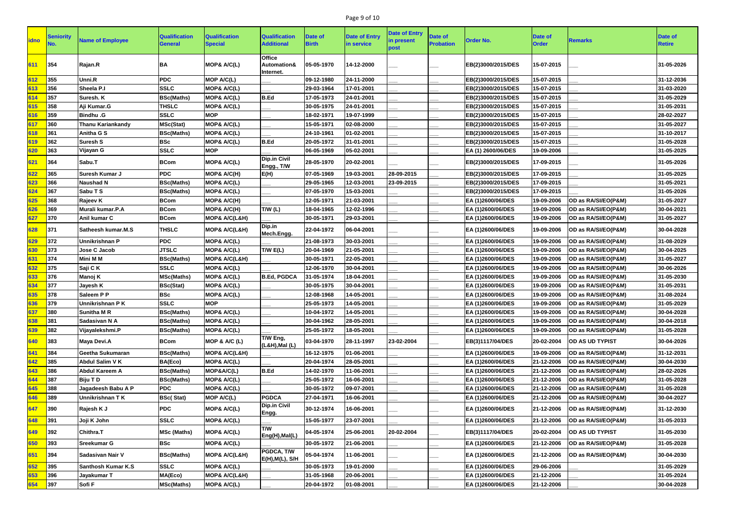| idno | Seniority No. | Name of Employee | Qualification General | Qualification Special | Qualification Additional | Date of Birth | Date of Entry in service | Date of Entry in present post | Date of Probation | Order No. | Date of Order | Remarks | Date of Retire |
|---|---|---|---|---|---|---|---|---|---|---|---|---|---|
| 611 | 354 | Rajan.R | BA | MOP& A/C(L) | Office Automation& Internet. | 05-05-1970 | 14-12-2000 | ___ | ___ | EB(2)3000/2015/DES | 15-07-2015 | ___ | 31-05-2026 |
| 612 | 355 | Unni.R | PDC | MOP A/C(L) | ___ | 09-12-1980 | 24-11-2000 | ___ | ___ | EB(2)3000/2015/DES | 15-07-2015 | ___ | 31-12-2036 |
| 613 | 356 | Sheela P.I | SSLC | MOP& A/C(L) | ___ | 29-03-1964 | 17-01-2001 | ___ | ___ | EB(2)3000/2015/DES | 15-07-2015 | ___ | 31-03-2020 |
| 614 | 357 | Suresh. K | BSc(Maths) | MOP& A/C(L) | B.Ed | 17-05-1973 | 24-01-2001 | ___ | ___ | EB(2)3000/2015/DES | 15-07-2015 | ___ | 31-05-2029 |
| 615 | 358 | Aji Kumar.G | THSLC | MOP& A/C(L) | ___ | 30-05-1975 | 24-01-2001 | ___ | ___ | EB(2)3000/2015/DES | 15-07-2015 | ___ | 31-05-2031 |
| 616 | 359 | Bindhu .G | SSLC | MOP | ___ | 18-02-1971 | 19-07-1999 | ___ | ___ | EB(2)3000/2015/DES | 15-07-2015 | ___ | 28-02-2027 |
| 617 | 360 | Thanu Kariankandy | MSc(Stat) | MOP& A/C(L) | ___ | 15-05-1971 | 02-08-2000 | ___ | ___ | EB(2)3000/2015/DES | 15-07-2015 | ___ | 31-05-2027 |
| 618 | 361 | Anitha G S | BSc(Maths) | MOP& A/C(L) | ___ | 24-10-1961 | 01-02-2001 | ___ | ___ | EB(2)3000/2015/DES | 15-07-2015 | ___ | 31-10-2017 |
| 619 | 362 | Suresh S | BSc | MOP& A/C(L) | B.Ed | 20-05-1972 | 31-01-2001 | ___ | ___ | EB(2)3000/2015/DES | 15-07-2015 | ___ | 31-05-2028 |
| 620 | 363 | Vijayan G | SSLC | MOP | ___ | 06-05-1969 | 05-02-2001 | ___ | ___ | EA (1) 2600/06/DES | 19-09-2006 | ___ | 31-05-2025 |
| 621 | 364 | Sabu.T | BCom | MOP& A/C(L) | Dip.in Civil Engg., T/W | 28-05-1970 | 20-02-2001 | ___ | ___ | EB(2)3000/2015/DES | 17-09-2015 | ___ | 31-05-2026 |
| 622 | 365 | Suresh Kumar J | PDC | MOP& A/C(H) | E(H) | 07-05-1969 | 19-03-2001 | 28-09-2015 | ___ | EB(2)3000/2015/DES | 17-09-2015 | ___ | 31-05-2025 |
| 623 | 366 | Naushad N | BSc(Maths) | MOP& A/C(L) | ___ | 29-05-1965 | 12-03-2001 | 23-09-2015 | ___ | EB(2)3000/2015/DES | 17-09-2015 | ___ | 31-05-2021 |
| 624 | 367 | Sabu T S | BSc(Maths) | MOP& A/C(L) | ___ | 07-05-1970 | 15-03-2001 | ___ | ___ | EB(2)3000/2015/DES | 17-09-2015 | ___ | 31-05-2026 |
| 625 | 368 | Rajeev K | BCom | MOP& A/C(H) | ___ | 12-05-1971 | 21-03-2001 | ___ | ___ | EA (1)2600/06/DES | 19-09-2006 | OD as RA/SI/EO(P&M) | 31-05-2027 |
| 626 | 369 | Murali kumar.P.A | BCom | MOP& A/C(H) | T/W (L) | 18-04-1965 | 12-02-1996 | ___ | ___ | EA (1)2600/06/DES | 19-09-2006 | OD as RA/SI/EO(P&M) | 30-04-2021 |
| 627 | 370 | Anil kumar C | BCom | MOP& A/C(L&H) | ___ | 30-05-1971 | 29-03-2001 | ___ | ___ | EA (1)2600/06/DES | 19-09-2006 | OD as RA/SI/EO(P&M) | 31-05-2027 |
| 628 | 371 | Satheesh kumar.M.S | THSLC | MOP& A/C(L&H) | Dip.in Mech.Engg. | 22-04-1972 | 06-04-2001 | ___ | ___ | EA (1)2600/06/DES | 19-09-2006 | OD as RA/SI/EO(P&M) | 30-04-2028 |
| 629 | 372 | Unnikrishnan P | PDC | MOP& A/C(L) | ___ | 21-08-1973 | 30-03-2001 | ___ | ___ | EA (1)2600/06/DES | 19-09-2006 | OD as RA/SI/EO(P&M) | 31-08-2029 |
| 630 | 373 | Jose C Jacob | JTSLC | MOP& A/C(L) | T/W E(L) | 20-04-1969 | 21-05-2001 | ___ | ___ | EA (1)2600/06/DES | 19-09-2006 | OD as RA/SI/EO(P&M) | 30-04-2025 |
| 631 | 374 | Mini M M | BSc(Maths) | MOP& A/C(L&H) | ___ | 30-05-1971 | 22-05-2001 | ___ | ___ | EA (1)2600/06/DES | 19-09-2006 | OD as RA/SI/EO(P&M) | 31-05-2027 |
| 632 | 375 | Saji C K | SSLC | MOP& A/C(L) | ___ | 12-06-1970 | 30-04-2001 | ___ | ___ | EA (1)2600/06/DES | 19-09-2006 | OD as RA/SI/EO(P&M) | 30-06-2026 |
| 633 | 376 | Manoj K | MSc(Maths) | MOP& A/C(L) | B.Ed, PGDCA | 31-05-1974 | 18-04-2001 | ___ | ___ | EA (1)2600/06/DES | 19-09-2006 | OD as RA/SI/EO(P&M) | 31-05-2030 |
| 634 | 377 | Jayesh K | BSc(Stat) | MOP& A/C(L) | ___ | 30-05-1975 | 30-04-2001 | ___ | ___ | EA (1)2600/06/DES | 19-09-2006 | OD as RA/SI/EO(P&M) | 31-05-2031 |
| 635 | 378 | Saleem P P | BSc | MOP& A/C(L) | ___ | 12-08-1968 | 14-05-2001 | ___ | ___ | EA (1)2600/06/DES | 19-09-2006 | OD as RA/SI/EO(P&M) | 31-08-2024 |
| 636 | 379 | Unnikrishnan P K | SSLC | MOP | ___ | 25-05-1973 | 14-05-2001 | ___ | ___ | EA (1)2600/06/DES | 19-09-2006 | OD as RA/SI/EO(P&M) | 31-05-2029 |
| 637 | 380 | Sunitha M R | BSc(Maths) | MOP& A/C(L) | ___ | 10-04-1972 | 14-05-2001 | ___ | ___ | EA (1)2600/06/DES | 19-09-2006 | OD as RA/SI/EO(P&M) | 30-04-2028 |
| 638 | 381 | Sadasivan N A | BSc(Maths) | MOP& A/C(L) | ___ | 30-04-1962 | 28-05-2001 | ___ | ___ | EA (1)2600/06/DES | 19-09-2006 | OD as RA/SI/EO(P&M) | 30-04-2018 |
| 639 | 382 | Vijayalekshmi.P | BSc(Maths) | MOP& A/C(L) | ___ | 25-05-1972 | 18-05-2001 | ___ | ___ | EA (1)2600/06/DES | 19-09-2006 | OD as RA/SI/EO(P&M) | 31-05-2028 |
| 640 | 383 | Maya Devi.A | BCom | MOP & A/C (L) | T/W Eng, (L&H),Mal (L) | 03-04-1970 | 28-11-1997 | 23-02-2004 | ___ | EB(3)1117/04/DES | 20-02-2004 | OD AS UD TYPIST | 30-04-2026 |
| 641 | 384 | Geetha Sukumaran | BSc(Maths) | MOP& A/C(L&H) | ___ | 16-12-1975 | 01-06-2001 | ___ | ___ | EA (1)2600/06/DES | 19-09-2006 | OD as RA/SI/EO(P&M) | 31-12-2031 |
| 642 | 385 | Abdul Salim V K | BA(Eco) | MOP& A/C(L) | ___ | 20-04-1974 | 28-05-2001 | ___ | ___ | EA (1)2600/06/DES | 21-12-2006 | OD as RA/SI/EO(P&M) | 30-04-2030 |
| 643 | 386 | Abdul Kareem A | BSc(Maths) | MOP&A/C(L) | B.Ed | 14-02-1970 | 11-06-2001 | ___ | ___ | EA (1)2600/06/DES | 21-12-2006 | OD as RA/SI/EO(P&M) | 28-02-2026 |
| 644 | 387 | Biju T D | BSc(Maths) | MOP& A/C(L) | ___ | 25-05-1972 | 16-06-2001 | ___ | ___ | EA (1)2600/06/DES | 21-12-2006 | OD as RA/SI/EO(P&M) | 31-05-2028 |
| 645 | 388 | Jagadeesh Babu A P | PDC | MOP& A/C(L) | ___ | 30-05-1972 | 09-07-2001 | ___ | ___ | EA (1)2600/06/DES | 21-12-2006 | OD as RA/SI/EO(P&M) | 31-05-2028 |
| 646 | 389 | Unnikrishnan T K | BSc( Stat) | MOP A/C(L) | PGDCA | 27-04-1971 | 16-06-2001 | ___ | ___ | EA (1)2600/06/DES | 21-12-2006 | OD as RA/SI/EO(P&M) | 30-04-2027 |
| 647 | 390 | Rajesh K J | PDC | MOP& A/C(L) | Dip.in Civil Engg. | 30-12-1974 | 16-06-2001 | ___ | ___ | EA (1)2600/06/DES | 21-12-2006 | OD as RA/SI/EO(P&M) | 31-12-2030 |
| 648 | 391 | Joji K John | SSLC | MOP& A/C(L) | ___ | 15-05-1977 | 23-07-2001 | ___ | ___ | EA (1)2600/06/DES | 21-12-2006 | OD as RA/SI/EO(P&M) | 31-05-2033 |
| 649 | 392 | Chithra.T | MSc (Maths) | MOP& A/C(L) | T/W Eng(H),Mal(L) | 04-05-1974 | 25-06-2001 | 20-02-2004 | ___ | EB(3)1117/04/DES | 20-02-2004 | OD AS UD TYPIST | 31-05-2030 |
| 650 | 393 | Sreekumar G | BSc | MOP& A/C(L) | ___ | 30-05-1972 | 21-06-2001 | ___ | ___ | EA (1)2600/06/DES | 21-12-2006 | OD as RA/SI/EO(P&M) | 31-05-2028 |
| 651 | 394 | Sadasivan Nair V | BSc(Maths) | MOP& A/C(L&H) | PGDCA, T/W E(H),M(L), S/H | 05-04-1974 | 11-06-2001 | ___ | ___ | EA (1)2600/06/DES | 21-12-2006 | OD as RA/SI/EO(P&M) | 30-04-2030 |
| 652 | 395 | Santhosh Kumar K.S | SSLC | MOP& A/C(L) | ___ | 30-05-1973 | 19-01-2000 | ___ | ___ | EA (1)2600/06/DES | 29-06-2006 | ___ | 31-05-2029 |
| 653 | 396 | Jayakumar T | MA(Eco) | MOP& A/C(L&H) | ___ | 31-05-1968 | 20-06-2001 | ___ | ___ | EA (1)2600/06/DES | 21-12-2006 | ___ | 31-05-2024 |
| 654 | 397 | Sofi F | MSc(Maths) | MOP& A/C(L) | ___ | 20-04-1972 | 01-08-2001 | ___ | ___ | EA (1)2600/06/DES | 21-12-2006 | ___ | 30-04-2028 |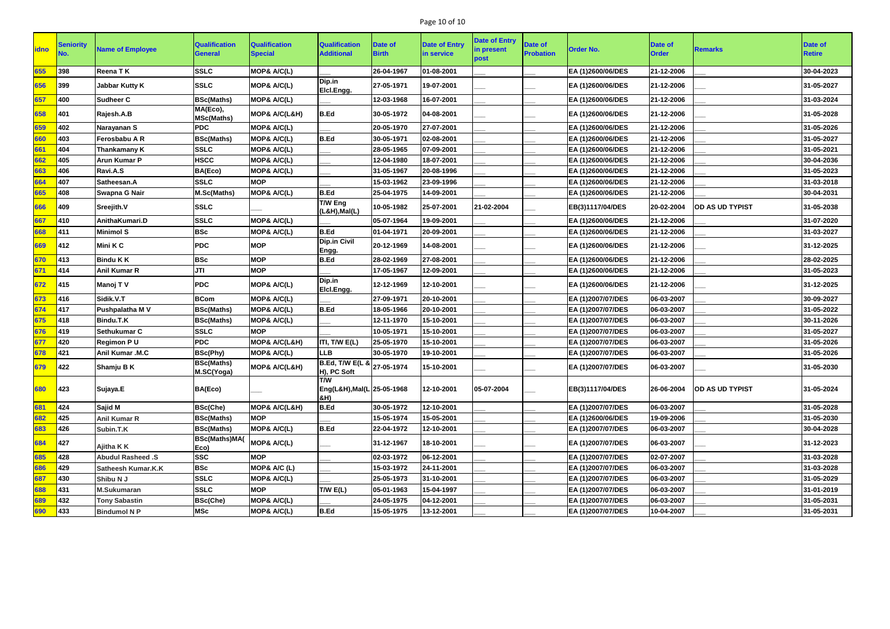| idno | Seniority No. | Name of Employee | Qualification General | Qualification Special | Qualification Additional | Date of Birth | Date of Entry in service | Date of Entry in present post | Date of Probation | Order No. | Date of Order | Remarks | Date of Retire |
|---|---|---|---|---|---|---|---|---|---|---|---|---|---|
| 655 | 398 | Reena T K | SSLC | MOP& A/C(L) | ___ | 26-04-1967 | 01-08-2001 | ___ | ___ | EA (1)2600/06/DES | 21-12-2006 | ___ | 30-04-2023 |
| 656 | 399 | Jabbar Kutty K | SSLC | MOP& A/C(L) | Dip.in Elcl.Engg. | 27-05-1971 | 19-07-2001 | ___ | ___ | EA (1)2600/06/DES | 21-12-2006 | ___ | 31-05-2027 |
| 657 | 400 | Sudheer C | BSc(Maths) | MOP& A/C(L) | ___ | 12-03-1968 | 16-07-2001 | ___ | ___ | EA (1)2600/06/DES | 21-12-2006 | ___ | 31-03-2024 |
| 658 | 401 | Rajesh.A.B | MA(Eco), MSc(Maths) | MOP& A/C(L&H) | B.Ed | 30-05-1972 | 04-08-2001 | ___ | ___ | EA (1)2600/06/DES | 21-12-2006 | ___ | 31-05-2028 |
| 659 | 402 | Narayanan S | PDC | MOP& A/C(L) | ___ | 20-05-1970 | 27-07-2001 | ___ | ___ | EA (1)2600/06/DES | 21-12-2006 | ___ | 31-05-2026 |
| 660 | 403 | Ferosbabu A R | BSc(Maths) | MOP& A/C(L) | B.Ed | 30-05-1971 | 02-08-2001 | ___ | ___ | EA (1)2600/06/DES | 21-12-2006 | ___ | 31-05-2027 |
| 661 | 404 | Thankamany K | SSLC | MOP& A/C(L) | ___ | 28-05-1965 | 07-09-2001 | ___ | ___ | EA (1)2600/06/DES | 21-12-2006 | ___ | 31-05-2021 |
| 662 | 405 | Arun Kumar P | HSCC | MOP& A/C(L) | ___ | 12-04-1980 | 18-07-2001 | ___ | ___ | EA (1)2600/06/DES | 21-12-2006 | ___ | 30-04-2036 |
| 663 | 406 | Ravi.A.S | BA(Eco) | MOP& A/C(L) | ___ | 31-05-1967 | 20-08-1996 | ___ | ___ | EA (1)2600/06/DES | 21-12-2006 | ___ | 31-05-2023 |
| 664 | 407 | Satheesan.A | SSLC | MOP | ___ | 15-03-1962 | 23-09-1996 | ___ | ___ | EA (1)2600/06/DES | 21-12-2006 | ___ | 31-03-2018 |
| 665 | 408 | Swapna G Nair | M.Sc(Maths) | MOP& A/C(L) | B.Ed | 25-04-1975 | 14-09-2001 | ___ | ___ | EA (1)2600/06/DES | 21-12-2006 | ___ | 30-04-2031 |
| 666 | 409 | Sreejith.V | SSLC | ___ | T/W Eng (L&H),Mal(L) | 10-05-1982 | 25-07-2001 | 21-02-2004 | ___ | EB(3)1117/04/DES | 20-02-2004 | OD AS UD TYPIST | 31-05-2038 |
| 667 | 410 | AnithaKumari.D | SSLC | MOP& A/C(L) | ___ | 05-07-1964 | 19-09-2001 | ___ | ___ | EA (1)2600/06/DES | 21-12-2006 | ___ | 31-07-2020 |
| 668 | 411 | Minimol S | BSc | MOP& A/C(L) | B.Ed | 01-04-1971 | 20-09-2001 | ___ | ___ | EA (1)2600/06/DES | 21-12-2006 | ___ | 31-03-2027 |
| 669 | 412 | Mini K C | PDC | MOP | Dip.in Civil Engg. | 20-12-1969 | 14-08-2001 | ___ | ___ | EA (1)2600/06/DES | 21-12-2006 | ___ | 31-12-2025 |
| 670 | 413 | Bindu K K | BSc | MOP | B.Ed | 28-02-1969 | 27-08-2001 | ___ | ___ | EA (1)2600/06/DES | 21-12-2006 | ___ | 28-02-2025 |
| 671 | 414 | Anil Kumar R | JTI | MOP | ___ | 17-05-1967 | 12-09-2001 | ___ | ___ | EA (1)2600/06/DES | 21-12-2006 | ___ | 31-05-2023 |
| 672 | 415 | Manoj T V | PDC | MOP& A/C(L) | Dip.in Elcl.Engg. | 12-12-1969 | 12-10-2001 | ___ | ___ | EA (1)2600/06/DES | 21-12-2006 | ___ | 31-12-2025 |
| 673 | 416 | Sidik.V.T | BCom | MOP& A/C(L) | ___ | 27-09-1971 | 20-10-2001 | ___ | ___ | EA (1)2007/07/DES | 06-03-2007 | ___ | 30-09-2027 |
| 674 | 417 | Pushpalatha M V | BSc(Maths) | MOP& A/C(L) | B.Ed | 18-05-1966 | 20-10-2001 | ___ | ___ | EA (1)2007/07/DES | 06-03-2007 | ___ | 31-05-2022 |
| 675 | 418 | Bindu.T.K | BSc(Maths) | MOP& A/C(L) | ___ | 12-11-1970 | 15-10-2001 | ___ | ___ | EA (1)2007/07/DES | 06-03-2007 | ___ | 30-11-2026 |
| 676 | 419 | Sethukumar C | SSLC | MOP | ___ | 10-05-1971 | 15-10-2001 | ___ | ___ | EA (1)2007/07/DES | 06-03-2007 | ___ | 31-05-2027 |
| 677 | 420 | Regimon P U | PDC | MOP& A/C(L&H) | ITI, T/W E(L) | 25-05-1970 | 15-10-2001 | ___ | ___ | EA (1)2007/07/DES | 06-03-2007 | ___ | 31-05-2026 |
| 678 | 421 | Anil Kumar .M.C | BSc(Phy) | MOP& A/C(L) | LLB | 30-05-1970 | 19-10-2001 | ___ | ___ | EA (1)2007/07/DES | 06-03-2007 | ___ | 31-05-2026 |
| 679 | 422 | Shamju B K | BSc(Maths) M.SC(Yoga) | MOP& A/C(L&H) | B.Ed, T/W E(L & H), PC Soft | 27-05-1974 | 15-10-2001 | ___ | ___ | EA (1)2007/07/DES | 06-03-2007 | ___ | 31-05-2030 |
| 680 | 423 | Sujaya.E | BA(Eco) | ___ | T/W Eng(L&H),Mal(L &H) | 25-05-1968 | 12-10-2001 | 05-07-2004 | ___ | EB(3)1117/04/DES | 26-06-2004 | OD AS UD TYPIST | 31-05-2024 |
| 681 | 424 | Sajid M | BSc(Che) | MOP& A/C(L&H) | B.Ed | 30-05-1972 | 12-10-2001 | ___ | ___ | EA (1)2007/07/DES | 06-03-2007 | ___ | 31-05-2028 |
| 682 | 425 | Anil Kumar R | BSc(Maths) | MOP | ___ | 15-05-1974 | 15-05-2001 | ___ | ___ | EA (1)2600/06/DES | 19-09-2006 | ___ | 31-05-2030 |
| 683 | 426 | Subin.T.K | BSc(Maths) | MOP& A/C(L) | B.Ed | 22-04-1972 | 12-10-2001 | ___ | ___ | EA (1)2007/07/DES | 06-03-2007 | ___ | 30-04-2028 |
| 684 | 427 | Ajitha K K | BSc(Maths)MA(Eco) | MOP& A/C(L) | ___ | 31-12-1967 | 18-10-2001 | ___ | ___ | EA (1)2007/07/DES | 06-03-2007 | ___ | 31-12-2023 |
| 685 | 428 | Abudul Rasheed .S | SSC | MOP | ___ | 02-03-1972 | 06-12-2001 | ___ | ___ | EA (1)2007/07/DES | 02-07-2007 | ___ | 31-03-2028 |
| 686 | 429 | Satheesh Kumar.K.K | BSc | MOP& A/C (L) | ___ | 15-03-1972 | 24-11-2001 | ___ | ___ | EA (1)2007/07/DES | 06-03-2007 | ___ | 31-03-2028 |
| 687 | 430 | Shibu N J | SSLC | MOP& A/C(L) | ___ | 25-05-1973 | 31-10-2001 | ___ | ___ | EA (1)2007/07/DES | 06-03-2007 | ___ | 31-05-2029 |
| 688 | 431 | M.Sukumaran | SSLC | MOP | T/W E(L) | 05-01-1963 | 15-04-1997 | ___ | ___ | EA (1)2007/07/DES | 06-03-2007 | ___ | 31-01-2019 |
| 689 | 432 | Tony Sabastin | BSc(Che) | MOP& A/C(L) | ___ | 24-05-1975 | 04-12-2001 | ___ | ___ | EA (1)2007/07/DES | 06-03-2007 | ___ | 31-05-2031 |
| 690 | 433 | Bindumol N P | MSc | MOP& A/C(L) | B.Ed | 15-05-1975 | 13-12-2001 | ___ | ___ | EA (1)2007/07/DES | 10-04-2007 | ___ | 31-05-2031 |